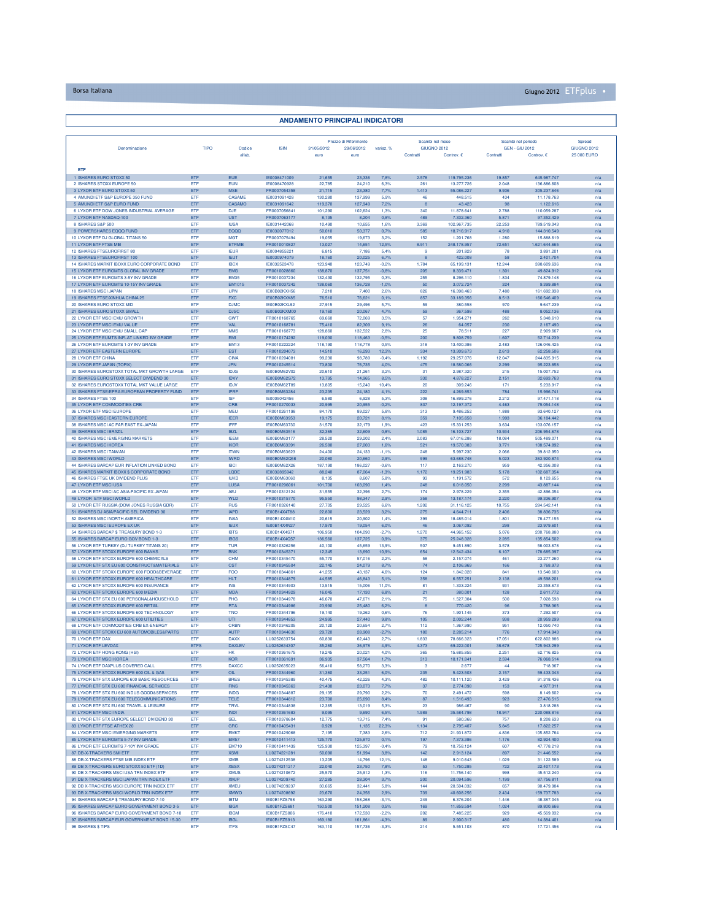## ANDAMENTO PRINCIPALI INDICATORI

| Denominazione | TIPO | Codice alfab. | ISIN | Prezzo di Riferimento 31/05/2012 euro | Prezzo di Riferimento 29/06/2012 euro | variaz. % | Scambi nel mese GIUGNO 2012 Contratti | Scambi nel mese GIUGNO 2012 Controv. € | Scambi nel periodo GEN - GIU 2012 Contratti | Scambi nel periodo GEN - GIU 2012 Controv. € | Spread GIUGNO 2012 25 000 EURO |
|---|---|---|---|---|---|---|---|---|---|---|---|
| **ETF** | | | | | | | | | | | |
| 1 ISHARES EURO STOXX 50 | ETF | EUE | IE0008471009 | 21,655 | 23,336 | 7,8% | 2.578 | 119.795.236 | 19.857 | 645.987.747 | n/a |
| 2 ISHARES STOXX EUROPE 50 | ETF | EUN | IE0008470928 | 22,785 | 24,210 | 6,3% | 261 | 13.277.726 | 2.048 | 136.886.608 | n/a |
| 3 LYXOR ETF EURO STOXX 50 | ETF | MSE | FR0007054358 | 21,715 | 23,380 | 7,7% | 1.413 | 55.086.227 | 9.936 | 305.237.646 | n/a |
| 4 AMUNDI ETF S&P EURPOE 350 FUND | ETF | CASAME | IE0031091428 | 130,280 | 137,999 | 5,9% | 46 | 448.515 | 434 | 11.178.763 | n/a |
| 5 AMUNDI ETF S&P EURO FUND | ETF | CASAMO | IE0031091642 | 119,370 | 127,949 | 7,2% | 8 | 43.423 | 98 | 1.122.616 | n/a |
| 6 LYXOR ETF DOW JONES INDUSTRIAL AVERAGE | ETF | DJE | FR0007056841 | 101,290 | 102,624 | 1,3% | 340 | 11.878.641 | 2.788 | 110.059.287 | n/a |
| 7 LYXOR ETF NASDAQ-100 | ETF | UST | FR0007063177 | 8,135 | 8,204 | 0,8% | 489 | 7.332.360 | 5.871 | 97.352.429 | n/a |
| 8 ISHARES S&P 500 | ETF | IUSA | IE0031442068 | 10,490 | 10,655 | 1,6% | 3.369 | 102.967.735 | 22.253 | 789.519.043 | n/a |
| 9 POWERSHARES EQQQ FUND | ETF | EQQQ | IE0032077012 | 50,010 | 50,377 | 0,7% | 585 | 18.716.917 | 4.910 | 144.310.549 | n/a |
| 10 LYXOR ETF DJ GLOBAL TITANS 50 | ETF | MGT | FR0007075494 | 19,055 | 19,673 | 3,2% | 152 | 1.201.768 | 1.280 | 15.888.619 | n/a |
| 11 LYXOR ETF FTSE MIB | ETF | ETFMIB | FR0010010827 | 13,027 | 14,651 | 12,5% | 8.911 | 248.178.957 | 72.651 | 1.621.644.665 | n/a |
| 12 ISHARES FTSEUROFIRST 80 | ETF | IEUR | IE0004855221 | 6,815 | 7,186 | 5,4% | 9 | 201.829 | 78 | 3.891.201 | n/a |
| 13 ISHARES FTSEUROFIRST 100 | ETF | IEUT | IE0030974079 | 18,760 | 20,025 | 6,7% | 8 | 422.008 | 58 | 2.401.704 | n/a |
| 14 ISHARES MARKIT IBOXX EURO CORPORATE BOND | ETF | IBCX | IE0032523478 | 123,940 | 123,749 | -0,2% | 1.784 | 65.199.131 | 12.244 | 398.609.636 | n/a |
| 15 LYXOR ETF EUROMTS GLOBAL INV GRADE | ETF | EMG | FR0010028860 | 138,870 | 137,751 | -0,8% | 205 | 8.339.471 | 1.301 | 49.824.912 | n/a |
| 16 LYXOR ETF EUROMTS 3-5Y INV GRADE | ETF | EM35 | FR0010037234 | 132,430 | 132,795 | 0,3% | 255 | 8.296.110 | 1.834 | 74.879.148 | n/a |
| 17 LYXOR ETF EUROMTS 10-15Y INV GRADE | ETF | EM1015 | FR0010037242 | 138,060 | 136,728 | -1,0% | 50 | 3.072.724 | 324 | 9.399.884 | n/a |
| 18 ISHARES MSCI JAPAN | ETF | IJPN | IE00B02KXH56 | 7,210 | 7,400 | 2,6% | 826 | 16.398.463 | 7.480 | 161.692.938 | n/a |
| 19 ISHARES FTSE/XINHUA CHINA 25 | ETF | FXC | IE00B02KXK85 | 76,510 | 76,621 | 0,1% | 857 | 33.189.356 | 8.513 | 160.546.409 | n/a |
| 20 ISHARES EURO STOXX MID | ETF | DJMC | IE00B02KXL92 | 27,915 | 29,496 | 5,7% | 59 | 380.558 | 970 | 9.647.239 | n/a |
| 21 ISHARES EURO STOXX SMALL | ETF | DJSC | IE00B02KXM00 | 19,160 | 20,067 | 4,7% | 59 | 367.598 | 488 | 8.052.136 | n/a |
| 22 LYXOR ETF MSCI EMU GROWTH | ETF | GWT | FR0010168765 | 69,660 | 72,069 | 3,5% | 57 | 1.954.271 | 262 | 5.348.610 | n/a |
| 23 LYXOR ETF MSCI EMU VALUE | ETF | VAL | FR0010168781 | 75,410 | 82,309 | 9,1% | 26 | 64.057 | 230 | 2.167.490 | n/a |
| 24 LYXOR ETF MSCI EMU SMALL CAP | ETF | MMS | FR0010168773 | 128,860 | 132,522 | 2,8% | 25 | 78.511 | 227 | 2.909.667 | n/a |
| 25 LYXOR ETF EUMTS INFLAT LINKED INV GRADE | ETF | EMI | FR0010174292 | 119,030 | 118,463 | -0,5% | 200 | 9.808.759 | 1.607 | 52.714.239 | n/a |
| 26 LYXOR ETF EUROMTS 1-3Y INV GRADE | ETF | EM13 | FR0010222224 | 118,190 | 118,778 | 0,5% | 318 | 13.400.386 | 2.483 | 126.046.425 | n/a |
| 27 LYXOR ETF EASTERN EUROPE | ETF | EST | FR0010204073 | 14,510 | 16,293 | 12,3% | 334 | 13.309.673 | 2.613 | 62.258.506 | n/a |
| 28 LYXOR ETF CHINA | ETF | CINA | FR0010204081 | 99,230 | 98,789 | -0,4% | 1.192 | 29.257.076 | 12.047 | 244.835.915 | n/a |
| 29 LYXOR ETF JAPAN (TOPIX) | ETF | JPN | FR0010245514 | 73,800 | 76,735 | 4,0% | 475 | 18.580.066 | 2.299 | 95.223.858 | n/a |
| 30 ISHARES EUROSTOXX TOTAL MKT GROWTH LARGE | ETF | IDJG | IE00B0M62V02 | 20,610 | 21,261 | 3,2% | 31 | 2.987.320 | 215 | 15.007.752 | n/a |
| 31 ISHARES EURO STOXX SELECT DIVIDEND 30 | ETF | IDVY | IE00B0M62S72 | 13,795 | 14,965 | 8,5% | 330 | 4.878.227 | 2.151 | 32.693.763 | n/a |
| 32 ISHARES EUROSTOXX TOTAL MKT VALUE LARGE | ETF | IDJV | IE00B0M62T89 | 13,805 | 15,240 | 10,4% | 20 | 309.246 | 171 | 5.233.917 | n/a |
| 33 ISHARES FTSE/EPRA EUROPEAN PROPERTY FUND | ETF | IPRP | IE00B0M63284 | 23,235 | 24,180 | 4,1% | 222 | 4.269.853 | 784 | 15.996.741 | n/a |
| 34 ISHARES FTSE 100 | ETF | ISF | IE0005042456 | 6,580 | 6,928 | 5,3% | 308 | 16.899.276 | 2.212 | 97.471.118 | n/a |
| 35 LYXOR ETF COMMODITIES CRB | ETF | CRB | FR0010270033 | 20,995 | 20,955 | -0,2% | 837 | 12.197.372 | 4.463 | 75.054.148 | n/a |
| 36 LYXOR ETF MSCI EUROPE | ETF | MEU | FR0010261198 | 84,170 | 89,027 | 5,8% | 313 | 9.486.252 | 1.888 | 93.640.127 | n/a |
| 37 ISHARES MSCI EASTERN EUROPE | ETF | IEER | IE00B0M63953 | 19,175 | 20,721 | 8,1% | 359 | 7.105.658 | 1.993 | 36.184.442 | n/a |
| 38 ISHARES MSCI AC FAR EAST EX-JAPAN | ETF | IFFF | IE00B0M63730 | 31,570 | 32,179 | 1,9% | 423 | 15.331.253 | 3.634 | 103.076.157 | n/a |
| 39 ISHARES MSCI BRAZIL | ETF | IBZL | IE00B0M63516 | 32,365 | 32,609 | 0,8% | 1.085 | 16.103.727 | 10.934 | 206.954.678 | n/a |
| 40 ISHARES MSCI EMERGING MARKETS | ETF | IEEM | IE00B0M63177 | 28,520 | 29,202 | 2,4% | 2.083 | 67.016.288 | 18.084 | 505.489.071 | n/a |
| 41 ISHARES MSCI KOREA | ETF | IKOR | IE00B0M63391 | 26,580 | 27,003 | 1,6% | 521 | 19.570.383 | 3.771 | 108.574.892 | n/a |
| 42 ISHARES MSCI TAIWAN | ETF | ITWN | IE00B0M63623 | 24,400 | 24,133 | -1,1% | 248 | 5.997.230 | 2.066 | 39.812.950 | n/a |
| 43 ISHARES MSCI WORLD | ETF | IWRD | IE00B0M62Q58 | 20,080 | 20,660 | 2,9% | 999 | 63.688.748 | 5.023 | 363.920.874 | n/a |
| 44 ISHARES BARCAP EUR INFLATION LINKED BOND | ETF | IBCI | IE00B0M62X26 | 187,190 | 186,027 | -0,6% | 117 | 2.163.270 | 959 | 42.356.006 | n/a |
| 45 ISHARES MARKIT IBOXX $ CORPORATE BOND | ETF | LQDE | IE0032895942 | 88,240 | 87,064 | -1,3% | 1.172 | 19.251.983 | 5.178 | 102.687.354 | n/a |
| 46 ISHARES FTSE UK DIVIDEND PLUS | ETF | IUKD | IE00B0M63060 | 8,135 | 8,607 | 5,8% | 93 | 1.191.572 | 572 | 8.123.655 | n/a |
| 47 LYXOR ETF MSCI USA | ETF | LUSA | FR0010296061 | 101,700 | 103,090 | 1,4% | 248 | 6.018.050 | 2.299 | 43.887.144 | n/a |
| 48 LYXOR ETF MSCI AC ASIA-PACIFIC EX JAPAN | ETF | AEJ | FR0010312124 | 31,555 | 32,396 | 2,7% | 174 | 2.978.229 | 2.355 | 42.896.054 | n/a |
| 49 LYXOR ETF MSCI WORLD | ETF | WLD | FR0010315770 | 95,550 | 98,347 | 2,9% | 358 | 13.187.174 | 2.220 | 99.336.907 | n/a |
| 50 LYXOR ETF RUSSIA (DOW JONES RUSSIA GDR) | ETF | RUS | FR0010326140 | 27,705 | 29,525 | 6,6% | 1.202 | 31.116.125 | 10.755 | 284.542.141 | n/a |
| 51 ISHARES DJ ASIA/PACIFIC SEL DIVIDEND 30 | ETF | IAPD | IE00B14X4T88 | 22,800 | 23,529 | 3,2% | 275 | 4.644.711 | 2.406 | 38.836.735 | n/a |
| 52 ISHARES MSCI NORTH AMERICA | ETF | INAA | IE00B14X4M10 | 20,615 | 20,902 | 1,4% | 399 | 18.485.014 | 1.801 | 78.477.155 | n/a |
| 53 ISHARES MSCI EUROPE EX UK | ETF | IEUX | IE00B14X4N27 | 17,970 | 19,054 | 6,0% | 46 | 3.067.092 | 298 | 23.979.601 | n/a |
| 54 ISHARES BARCAP $ TREASURY BOND 1-3 | ETF | IBTS | IE00B14X4S71 | 106,950 | 104,090 | -2,7% | 1.270 | 44.965.152 | 5.076 | 200.768.880 | n/a |
| 55 ISHARES BARCAP EURO GOV BOND 1-3 | ETF | IBGS | IE00B14X4Q57 | 136,560 | 137,725 | 0,9% | 375 | 25.248.328 | 2.285 | 135.854.502 | n/a |
| 56 LYXOR ETF TURKEY (DJ TURKEY TITANS 20) | ETF | TUR | FR0010326256 | 40,100 | 45,659 | 13,9% | 507 | 9.451.890 | 3.578 | 58.003.678 | n/a |
| 57 LYXOR ETF STOXX EUROPE 600 BANKS | ETF | BNK | FR0010345371 | 12,345 | 13,690 | 10,9% | 654 | 12.542.434 | 6.107 | 178.685.397 | n/a |
| 58 LYXOR ETF STOXX EUROPE 600 CHEMICALS | ETF | CHM | FR0010345470 | 55,770 | 57,016 | 2,2% | 58 | 2.157.074 | 461 | 23.277.260 | n/a |
| 59 LYXOR ETF STX EU 600 CONSTRUCT&MATERIALS | ETF | CST | FR0010345504 | 22,145 | 24,079 | 8,7% | 74 | 2.106.969 | 166 | 3.768.973 | n/a |
| 60 LYXOR ETF STOXX EUROPE 600 FOOD&BEVERAGE | ETF | FOO | FR0010344861 | 41,255 | 43,137 | 4,6% | 124 | 1.842.028 | 841 | 13.540.603 | n/a |
| 61 LYXOR ETF STOXX EUROPE 600 HEALTHCARE | ETF | HLT | FR0010344879 | 44,585 | 46,843 | 5,1% | 358 | 6.557.251 | 2.138 | 49.598.201 | n/a |
| 62 LYXOR ETF STOXX EUROPE 600 INSURANCE | ETF | INS | FR0010344903 | 13,515 | 15,006 | 11,0% | 81 | 1.333.224 | 931 | 23.358.673 | n/a |
| 63 LYXOR ETF STOXX EUROPE 600 MEDIA | ETF | MDA | FR0010344929 | 16,045 | 17,130 | 6,8% | 21 | 380.001 | 128 | 2.611.772 | n/a |
| 64 LYXOR ETF STX EU 600 PERSONAL&HOUSEHOLD | ETF | PHG | FR0010344978 | 46,670 | 47,671 | 2,1% | 75 | 1.527.304 | 500 | 7.028.598 | n/a |
| 65 LYXOR ETF STOXX EUROPE 600 RETAIL | ETF | RTA | FR0010344986 | 23,990 | 25,480 | 6,2% | 8 | 770.420 | 96 | 3.788.365 | n/a |
| 66 LYXOR ETF STOXX EUROPE 600 TECHNOLOGY | ETF | TNO | FR0010344796 | 19,140 | 19,262 | 0,6% | 76 | 1.901.145 | 373 | 7.292.507 | n/a |
| 67 LYXOR ETF STOXX EUROPE 600 UTILITIES | ETF | UTI | FR0010344853 | 24,995 | 27,440 | 9,8% | 105 | 2.002.244 | 938 | 20.959.299 | n/a |
| 68 LYXOR ETF COMMODITIES CRB EX-ENERGY | ETF | CRBN | FR0010346205 | 20,120 | 20,654 | 2,7% | 112 | 1.367.990 | 951 | 12.050.740 | n/a |
| 69 LYXOR ETF STOXX EU 600 AUTOMOBILES&PARTS | ETF | AUTP | FR0010344630 | 29,720 | 28,908 | -2,7% | 180 | 2.285.214 | 776 | 17.914.943 | n/a |
| 70 LYXOR ETF DAX | ETF | DAXX | LU0252633754 | 60,830 | 62,443 | 2,7% | 1.833 | 78.666.323 | 17.051 | 622.802.886 | n/a |
| 71 LYXOR ETF LEVDAX | ETFS | DAXLEV | LU0252634307 | 35,260 | 36,978 | 4,9% | 4.373 | 69.222.001 | 38.678 | 725.943.299 | n/a |
| 72 LYXOR ETF HONG KONG (HSI) | ETF | HK | FR0010361675 | 19,245 | 20,021 | 4,0% | 365 | 15.685.855 | 2.251 | 62.716.825 | n/a |
| 73 LYXOR ETF MSCI KOREA | ETF | KOR | FR0010361691 | 36,935 | 37,564 | 1,7% | 313 | 10.171.841 | 2.594 | 76.068.514 | n/a |
| 74 LYXOR ETF DAXPLUS COVERED CALL | ETFS | DAXCC | LU0252635023 | 56,410 | 58,270 | 3,3% | 3 | 2.677 | 44 | 718.367 | n/a |
| 75 LYXOR ETF STOXX EUROPE 600 OIL & GAS | ETF | OIL | FR0010344960 | 31,360 | 33,251 | 6,0% | 235 | 5.423.503 | 2.157 | 59.433.043 | n/a |
| 76 LYXOR ETF STX EUROPE 600 BASIC RESOURCES | ETF | BRES | FR0010345389 | 40,475 | 42,226 | 4,3% | 482 | 10.111.120 | 3.429 | 91.318.436 | n/a |
| 77 LYXOR ETF STX EU 600 FINANCIAL SERVICES | ETF | FINS | FR0010345363 | 21,430 | 23,073 | 7,7% | 37 | 2.774.098 | 153 | 4.977.311 | n/a |
| 78 LYXOR ETF STX EU 600 INDUS GOOD&SERVICES | ETF | INDG | FR0010344887 | 29,135 | 29,790 | 2,2% | 70 | 2.491.472 | 598 | 8.149.602 | n/a |
| 79 LYXOR ETF STX EU 600 TELECOMMUNICATIONS | ETF | TELE | FR0010344812 | 23,700 | 25,690 | 8,4% | 87 | 1.516.493 | 923 | 27.476.515 | n/a |
| 80 LYXOR ETF STX EU 600 TRAVEL & LEISURE | ETF | TRVL | FR0010344838 | 12,365 | 13,019 | 5,3% | 23 | 986.467 | 90 | 3.818.288 | n/a |
| 81 LYXOR ETF MSCI INDIA | ETF | INDI | FR0010361683 | 9,095 | 9,690 | 6,5% | 1.989 | 35.584.798 | 18.947 | 220.088.816 | n/a |
| 82 LYXOR ETF STX EUROPE SELECT DIVIDEND 30 | ETF | SEL | FR0010378604 | 12,775 | 13,715 | 7,4% | 91 | 580.368 | 757 | 8.208.633 | n/a |
| 83 LYXOR ETF FTSE ATHEX 20 | ETF | GRC | FR0010405431 | 0,928 | 1,135 | 22,3% | 1.134 | 2.795.407 | 5.845 | 17.822.257 | n/a |
| 84 LYXOR ETF MSCI EMERGING MARKETS | ETF | EMKT | FR0010429068 | 7,195 | 7,383 | 2,6% | 712 | 21.931.872 | 4.836 | 105.852.764 | n/a |
| 85 LYXOR ETF EUROMTS 5-7Y INV GRADE | ETF | EM57 | FR0010411413 | 125,770 | 125,870 | 0,1% | 197 | 7.373.386 | 1.176 | 82.924.400 | n/a |
| 86 LYXOR ETF EUROMTS 7-10Y INV GRADE | ETF | EM710 | FR0010411439 | 125,930 | 125,397 | -0,4% | 79 | 10.758.124 | 607 | 47.778.218 | n/a |
| 87 DB-X-TRACKERS SMI ETF | ETF | XSMI | LU0274221281 | 50,090 | 51,994 | 3,8% | 142 | 2.913.124 | 897 | 21.446.552 | n/a |
| 88 DB-X-TRACKERS FTSE MIB INDEX ETF | ETF | XMIB | LU0274212538 | 13,205 | 14,796 | 12,1% | 148 | 9.010.643 | 1.029 | 31.122.589 | n/a |
| 89 DB X-TRACKERS EURO STOXX 50 ETF (1D) | ETF | XESX | LU0274211217 | 22,040 | 23,750 | 7,8% | 53 | 1.750.285 | 722 | 22.407.173 | n/a |
| 90 DB X-TRACKERS MSCI USA TRN INDEX ETF | ETF | XMUS | LU0274210672 | 25,570 | 25,912 | 1,3% | 116 | 11.756.140 | 998 | 45.512.240 | n/a |
| 91 DB X-TRACKERS MSCI JAPAN TRN INDEX ETF | ETF | XMJP | LU0274209740 | 27,285 | 28,304 | 3,7% | 200 | 20.094.596 | 1.199 | 87.756.811 | n/a |
| 92 DB X-TRACKERS MSCI EUROPE TRN INDEX ETF | ETF | XMEU | LU0274209237 | 30,665 | 32,441 | 5,8% | 144 | 20.504.032 | 657 | 90.479.984 | n/a |
| 93 DB X-TRACKERS MSCI WORLD TRN INDEX ETF | ETF | XMWO | LU0274208692 | 23,670 | 24,356 | 2,9% | 739 | 40.608.256 | 2.434 | 159.737.783 | n/a |
| 94 ISHARES BARCAP $ TREASURY BOND 7-10 | ETF | IBTM | IE00B1FZS798 | 163,290 | 158,268 | -3,1% | 249 | 6.376.204 | 1.446 | 48.387.045 | n/a |
| 95 ISHARES BARCAP EURO GOVERNMENT BOND 3-5 | ETF | IBGX | IE00B1FZS681 | 150,500 | 151,208 | 0,5% | 169 | 11.859.594 | 1.024 | 89.800.666 | n/a |
| 96 ISHARES BARCAP EURO GOVERNMENT BOND 7-10 | ETF | IBGM | IE00B1FZS806 | 176,410 | 172,530 | -2,2% | 202 | 7.485.225 | 929 | 45.569.032 | n/a |
| 97 ISHARES BARCAP EUR GOVERNMENT BOND 15-30 | ETF | IBGL | IE00B1FZS913 | 169,180 | 161,861 | -4,3% | 89 | 2.900.317 | 480 | 14.384.401 | n/a |
| 98 ISHARES $ TIPS | ETF | ITPS | IE00B1FZSC47 | 163,110 | 157,736 | -3,3% | 214 | 5.551.103 | 870 | 17.721.456 | n/a |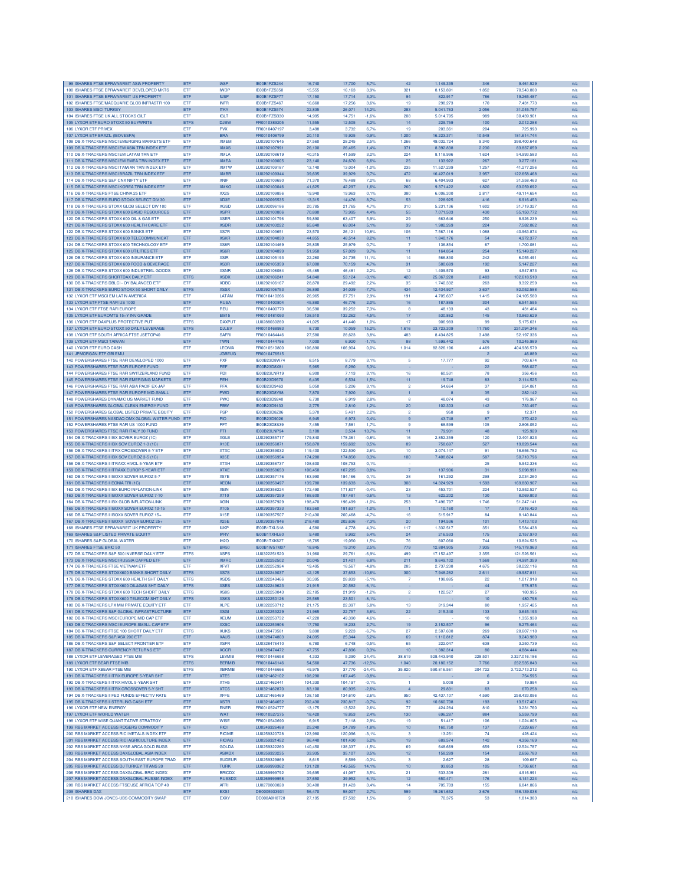| | | | | | | | | | | | |
|---|---|---|---|---|---|---|---|---|---|---|---|
| 99 | ISHARES FTSE EPRA/NAREIT ASIA PROPERTY | ETF | IASP | IE00B1FZS244 | 16,740 | 17,700 | 5,7% | 42 | 1.149.335 | 346 | 9.461.529 | n/a |
| 100 | ISHARES FTSE EPRA/NAREIT DEVELOPED MKTS | ETF | IWDP | IE00B1FZS350 | 15,555 | 16,163 | 3,9% | 321 | 8.153.891 | 1.852 | 70.543.880 | n/a |
| 101 | ISHARES FTSE EPRA/NAREIT US PROPERTY | ETF | IUSP | IE00B1FZSF77 | 17,150 | 17,714 | 3,3% | 94 | 822.917 | 786 | 19.265.487 | n/a |
| 102 | ISHARES FTSE/MACQUARIE GLOB INFRASTR 100 | ETF | INFR | IE00B1FZS467 | 16,660 | 17,256 | 3,6% | 19 | 298.273 | 170 | 7.431.773 | n/a |
| 103 | ISHARES MSCI TURKEY | ETF | ITKY | IE00B1FZS574 | 22,835 | 26,071 | 14,2% | 283 | 5.041.763 | 2.056 | 31.045.757 | n/a |
| 104 | ISHARES FTSE UK ALL STOCKS GILT | ETF | IGLT | IE00B1FZSB30 | 14,995 | 14,751 | -1,6% | 208 | 5.014.795 | 989 | 30.439.901 | n/a |
| 105 | LYXOR ETF EURO STOXX 50 BUYWRITE | ETFS | DJBW | FR0010389205 | 11,555 | 12,505 | 8,2% | 14 | 229.759 | 100 | 2.012.288 | n/a |
| 106 | LYXOR ETF PRIVEX | ETF | PVX | FR0010407197 | 3,498 | 3,732 | 6,7% | 19 | 203.361 | 204 | 725.993 | n/a |
| 107 | LYXOR ETF BRAZIL (IBOVESPA) | ETF | BRA | FR0010408799 | 20,110 | 19,925 | -0,9% | 1.200 | 16.223.371 | 10.548 | 181.614.744 | n/a |
| 108 | DB X-TRACKERS MSCI EMERGING MARKETS ETF | ETF | XMEM | LU0292107645 | 27,560 | 28,245 | 2,5% | 1.266 | 49.032.724 | 9.340 | 398.400.648 | n/a |
| 109 | DB X-TRACKERS MSCI EM ASIA TRN INDEX ETF | ETF | XMAS | LU0292107991 | 26,100 | 26,465 | 1,4% | 371 | 8.392.838 | 2.230 | 83.837.059 | n/a |
| 110 | DB X-TRACKERS MSCI EM LATAM TRN ETF | ETF | XMLA | LU0292108619 | 40,315 | 41,599 | 3,2% | 224 | 8.118.996 | 1.624 | 54.993.583 | n/a |
| 111 | DB X-TRACKERS MSCI EM EMEA TRN INDEX ETF | ETF | XMEA | LU0292109005 | 23,140 | 24,670 | 6,6% | 25 | 133.922 | 267 | 3.277.181 | n/a |
| 112 | DB X-TRACKERS MSCI TAIWAN TRN INDEX ETF | ETF | XMTW | LU0292109187 | 13,140 | 13,004 | -1,0% | 235 | 11.527.239 | 1.257 | 41.277.256 | n/a |
| 113 | DB X-TRACKERS MSCI BRAZIL TRN INDEX ETF | ETF | XMBR | LU0292109344 | 39,635 | 39,929 | 0,7% | 472 | 16.427.019 | 3.957 | 122.658.468 | n/a |
| 114 | DB X-TRACKERS S&P CNX NIFTY ETF | ETF | XNIF | LU0292109690 | 71,370 | 76,488 | 7,2% | 68 | 6.404.993 | 627 | 31.558.463 | n/a |
| 115 | DB X-TRACKERS MSCI KOREA TRN INDEX ETF | ETF | XMKO | LU0292100046 | 41,625 | 42,297 | 1,6% | 260 | 9.371.422 | 1.820 | 63.059.692 | n/a |
| 116 | DB X-TRACKERS FTSE CHINA 25 ETF | ETF | XX25 | LU0292109856 | 19,940 | 19,963 | 0,1% | 380 | 6.006.300 | 2.817 | 49.114.654 | n/a |
| 117 | DB X-TRACKERS EURO STOXX SELECT DIV 30 | ETF | XD3E | LU0292095535 | 13,315 | 14,476 | 8,7% | 53 | 228.925 | 416 | 6.916.453 | n/a |
| 118 | DB X-TRACKERS STOXX GLOB SELECT DIV 100 | ETF | XGSD | LU0292096186 | 20,785 | 21,765 | 4,7% | 310 | 5.231.136 | 1.602 | 31.719.327 | n/a |
| 119 | DB X-TRACKERS STOXX 600 BASIC RESOURCES | ETF | XSPR | LU0292100806 | 70,890 | 73,995 | 4,4% | 55 | 7.071.503 | 430 | 55.150.772 | n/a |
| 120 | DB X-TRACKERS STOXX 600 OIL & GAS ETF | ETF | XSER | LU0292101796 | 59,890 | 63,407 | 5,9% | 29 | 663.646 | 250 | 8.926.239 | n/a |
| 121 | DB X-TRACKERS STOXX 600 HEALTH CARE ETF | ETF | XSDR | LU0292103222 | 65,640 | 69,004 | 5,1% | 39 | 1.982.269 | 224 | 7.582.062 | n/a |
| 122 | DB X-TRACKERS STOXX 600 BANKS ETF | ETF | XS7R | LU0292103651 | 23,570 | 26,121 | 10,8% | 106 | 7.567.116 | 1.088 | 40.963.874 | n/a |
| 123 | DB X-TRACKERS STOXX 600 TELECOMMUNICAT | ETF | XSKR | LU0292104030 | 44,855 | 48,514 | 8,2% | 11 | 1.840.176 | 54 | 4.972.377 | n/a |
| 124 | DB X-TRACKERS STOXX 600 TECHNOLOGY ETF | ETF | XS8R | LU0292104469 | 25,805 | 25,979 | 0,7% | 7 | 136.854 | 67 | 1.700.081 | n/a |
| 125 | DB X-TRACKERS STOXX 600 UTILITIES ETF | ETF | XS6R | LU0292104899 | 51,950 | 57,009 | 9,7% | 11 | 164.854 | 254 | 15.149.227 | n/a |
| 126 | DB X-TRACKERS STOXX 600 INSURANCE ETF | ETF | XSIR | LU0292105193 | 22,260 | 24,735 | 11,1% | 14 | 566.830 | 242 | 6.055.491 | n/a |
| 127 | DB X-TRACKERS STOXX 600 FOOD & BEVERAGE | ETF | XS3R | LU0292105359 | 67,000 | 70,159 | 4,7% | 31 | 580.689 | 192 | 5.147.227 | n/a |
| 128 | DB X-TRACKERS STOXX 600 INDUSTRIAL GOODS | ETF | XSNR | LU0292106084 | 45,465 | 46,481 | 2,2% | 12 | 1.409.570 | 93 | 4.547.973 | n/a |
| 129 | DB X-TRACKERS SHORTDAX DAILY ETF | ETFS | XSDX | LU0292106241 | 54,840 | 53,124 | -3,1% | 420 | 25.367.228 | 2.483 | 102.618.510 | n/a |
| 130 | DB X-TRACKERS DBLCI - OY BALANCED ETF | ETF | XDBC | LU0292106167 | 28,870 | 29,492 | 2,2% | 35 | 1.740.332 | 263 | 9.322.259 | n/a |
| 131 | DB X-TRACKERS EURO STOXX 50 SHORT DAILY | ETFS | XSSX | LU0292106753 | 36,890 | 34,039 | -7,7% | 434 | 12.434.927 | 3.637 | 82.052.588 | n/a |
| 132 | LYXOR ETF MSCI EM LATIN AMERICA | ETF | LATAM | FR0010410266 | 26,965 | 27,751 | 2,9% | 191 | 4.705.637 | 1.415 | 24.105.580 | n/a |
| 133 | LYXOR ETF FTSE RAFI US 1000 | ETF | RUSA | FR0010400804 | 45,880 | 46,776 | 2,0% | 16 | 187.885 | 304 | 6.541.595 | n/a |
| 134 | LYXOR ETF FTSE RAFI EUROPE | ETF | REU | FR0010400770 | 36,590 | 39,252 | 7,3% | 8 | 48.133 | 43 | 431.484 | n/a |
| 135 | LYXOR ETF EUROMTS 15+Y INV GRADE | ETF | EM15 | FR0010481093 | 138,510 | 132,262 | -4,5% | 17 | 530.862 | 145 | 10.863.629 | n/a |
| 136 | LYXOR ETF DAXPLUS PROTECTIVE PUT | ETFS | DAXPUT | LU0288030280 | 41,025 | 41,440 | 1,0% | 17 | 906.983 | 99 | 5.175.631 | n/a |
| 137 | LYXOR ETF EURO STOXX 50 DAILY LEVERAGE | ETFS | DJLEV | FR0010468983 | 8,730 | 10,059 | 15,2% | 1.616 | 23.723.309 | 11.760 | 231.094.346 | n/a |
| 138 | LYXOR ETF SOUTH AFRICA FTSE JSETOP40 | ETF | SAFRI | FR0010464446 | 27,580 | 28,623 | 3,8% | 483 | 8.434.825 | 3.498 | 52.197.336 | n/a |
| 139 | LYXOR ETF MSCI TAIWAN | ETF | TWN | FR0010444786 | 7,000 | 6,920 | -1,1% | 88 | 1.599.442 | 576 | 10.245.989 | n/a |
| 140 | LYXOR ETF EURO CASH | ETF | LEONIA | FR0010510800 | 106,890 | 106,904 | 0,0% | 1.014 | 82.826.196 | 4.469 | 404.936.579 | n/a |
| 141 | JPMORGAN ETF GBI EMU | | JGBEUG | FR0010476515 | | | | | | 2 | 46.889 | n/a |
| 142 | POWERSHARES FTSE RAFI DEVELOPED 1000 | ETF | PXF | IE00B23D8W74 | 8,515 | 8,779 | 3,1% | 5 | 17.777 | 92 | 703.674 | n/a |
| 143 | POWERSHARES FTSE RAFI EUROPE FUND | ETF | PEF | IE00B23D8X81 | 5,965 | 6,280 | 5,3% | - | - | 22 | 568.027 | n/a |
| 144 | POWERSHARES FTSE RAFI SWITZERLAND FUND | ETF | PDI | IE00B23LNR19 | 6,900 | 7,113 | 3,1% | 16 | 60.531 | 78 | 356.456 | n/a |
| 145 | POWERSHARES FTSE RAFI EMERGING MARKETS | ETF | PEH | IE00B23D9570 | 6,435 | 6,534 | 1,5% | 11 | 19.748 | 83 | 2.114.525 | n/a |
| 146 | POWERSHARES FTSE RAFI ASIA PACIF EX-JAP | ETF | PFA | IE00B23D9463 | 5,050 | 5,206 | 3,1% | 2 | 54.664 | 37 | 254.061 | n/a |
| 147 | POWERSHARES FTSE RAFI EUROPE MID-SMALL | ETF | PWD | IE00B23D8Y98 | 7,870 | 7,920 | 0,6% | 1 | 8 | 35 | 282.142 | n/a |
| 148 | POWERSHARES DYNAMIC US MARKET FUND | ETF | PWC | IE00B23D9240 | 6,730 | 6,919 | 2,8% | 8 | 48.074 | 43 | 176.967 | n/a |
| 149 | POWERSHARES GLOBAL CLEAN ENERGY FUND | ETF | PBW | IE00B23D9133 | 2,775 | 2,810 | 1,2% | 20 | 102.303 | 142 | 733.497 | n/a |
| 150 | POWERSHARES GLOBAL LISTED PRIVATE EQUITY | ETF | PSP | IE00B23D8Z06 | 5,370 | 5,491 | 2,2% | 2 | 958 | 9 | 12.371 | n/a |
| 151 | POWERSHARES NASDAQ OMX GLOBAL WATER FUND | ETF | PIO | IE00B23D9026 | 6,945 | 6,973 | 0,4% | 9 | 43.748 | 87 | 370.422 | n/a |
| 152 | POWERSHARES FTSE RAFI US 1000 FUND | ETF | PFT | IE00B23D8S39 | 7,455 | 7,581 | 1,7% | 9 | 68.599 | 105 | 2.806.052 | n/a |
| 153 | POWERSHARES FTSE RAFI ITALY 30 FUND | ETF | PTI | IE00B23LNP94 | 3,108 | 3,534 | 13,7% | 11 | 79.931 | 48 | 125.929 | n/a |
| 154 | DB X-TRACKERS II IBX SOVER EUROZ (1C) | ETF | XGLE | LU0290355717 | 179,840 | 178,361 | -0,8% | 16 | 2.852.359 | 120 | 12.401.823 | n/a |
| 155 | DB X-TRACKERS II IBX SOV EUROZ 1-3 (1C) | ETF | X13E | LU0290356871 | 158,870 | 159,692 | 0,5% | 89 | 758.697 | 527 | 19.828.544 | n/a |
| 156 | DB X-TRACKERS II ITRX CROSSOVER 5-Y ETF | ETF | XTXC | LU0290359032 | 119,400 | 122,530 | 2,6% | 10 | 3.074.147 | 91 | 18.656.782 | n/a |
| 157 | DB X-TRACKERS II IBX SOV EUROZ 3-5 (1C) | ETF | X35E | LU0290356954 | 174,280 | 174,850 | 0,3% | 100 | 7.408.824 | 587 | 50.710.796 | n/a |
| 158 | DB X-TRACKERS II ITRAXX HIVOL 5-YEAR ETF | ETF | XTXH | LU0290358737 | 108,600 | 108,753 | 0,1% | - | - | 25 | 5.942.336 | n/a |
| 159 | DB X-TRACKERS II ITRAXX EUROP 5-YEAR ETF | ETF | XTXE | LU0290358653 | 106,450 | 107,295 | 0,8% | 7 | 137.936 | 31 | 5.698.991 | n/a |
| 160 | DB X-TRACKERS II IBOXX SOVER EUROZ 5-7 | ETF | X57E | LU0290357176 | 183,990 | 184,166 | 0,1% | 38 | 161.292 | 298 | 2.034.260 | n/a |
| 161 | DB X-TRACKERS II EONIA TRI (1C) | ETF | XEON | LU0290358497 | 139,780 | 139,633 | -0,1% | 308 | 14.324.929 | 1.593 | 169.830.907 | n/a |
| 162 | DB X-TRACKERS II IBX EURO INFLATION-LINK | ETF | XEIN | LU0290358224 | 172,490 | 171,807 | -0,4% | 23 | 453.701 | 224 | 12.952.527 | n/a |
| 163 | DB X-TRACKERS II IBOXX SOVER EUROZ 7-10 | ETF | X710 | LU0290357259 | 188,600 | 187,481 | -0,6% | 13 | 622.202 | 130 | 8.069.803 | n/a |
| 164 | DB X-TRACKERS II IBX GLOB INFLATION-LINK | ETF | XGIN | LU0290357929 | 198,470 | 196,499 | -1,0% | 253 | 7.496.797 | 1.746 | 51.247.141 | n/a |
| 165 | DB X-TRACKERS II IBOXX SOVER EUROZ 10-15 | ETF | X105 | LU0290357333 | 183,560 | 181,637 | -1,0% | 1 | 10.160 | 17 | 7.816.420 | n/a |
| 166 | DB X-TRACKERS II IBOXX SOVER EUROZ 15+ | ETF | X15E | LU0290357507 | 210,430 | 200,468 | -4,7% | 16 | 515.917 | 84 | 8.140.844 | n/a |
| 167 | DB X-TRACKERS II IBOXX SOVER EUROZ 25+ | ETF | X25E | LU0290357846 | 218,480 | 202,636 | -7,3% | 20 | 194.536 | 101 | 1.413.103 | n/a |
| 168 | ISHARES FTSE EPRA/NAREIT UK PROPERTY | ETF | IUKP | IE00B1TXLS18 | 4,580 | 4,778 | 4,3% | 117 | 1.332.517 | 351 | 5.584.438 | n/a |
| 169 | ISHARES S&P LISTED PRIVATE EQUITY | ETF | IPRV | IE00B1TXHL60 | 9,480 | 9,992 | 5,4% | 24 | 216.533 | 175 | 2.157.970 | n/a |
| 170 | ISHARES S&P GLOBAL WATER | ETF | IH2O | IE00B1TXK627 | 18,765 | 19,050 | 1,5% | 76 | 607.060 | 744 | 10.824.525 | n/a |
| 171 | ISHARES FTSE BRIC 50 | ETF | BRIC | IE00B1W57M07 | 18,845 | 19,310 | 2,5% | 779 | 12.884.905 | 7.935 | 145.178.963 | n/a |
| 172 | DB X-TRACKERS S&P 500 INVERSE DAILY ETF | ETFS | XSPS | LU0322251520 | 31,960 | 29,761 | -6,9% | 499 | 17.152.497 | 3.355 | 121.526.561 | n/a |
| 173 | DB X-TRACKERS MSCI RUSSIA CAPPED ETF | ETF | XMRC | LU0322252502 | 20,045 | 21,401 | 6,8% | 211 | 9.649.102 | 1.568 | 74.981.359 | n/a |
| 174 | DB X-TRACKERS FTSE VIETNAM ETF | ETF | XFVT | LU0322252924 | 19,495 | 18,567 | -4,8% | 285 | 2.737.238 | 4.675 | 38.222.116 | n/a |
| 175 | DB X-TRACKERS STOXX600 BANKS SHORT DAILY | ETFS | XS7S | LU0322249037 | 42,125 | 37,653 | -10,6% | 300 | 7.948.282 | 2.611 | 49.987.811 | n/a |
| 176 | DB X-TRACKERS STOXX 600 HEALTH SHT DAILY | ETFS | XSDS | LU0322249466 | 30,395 | 28,833 | -5,1% | 7 | 198.885 | 22 | 1.017.918 | n/a |
| 177 | DB X-TRACKERS STOXX600 OIL&GAS SHT DAILY | ETFS | XSES | LU0322249623 | 21,915 | 20,582 | -6,1% | - | - | 44 | 578.975 | n/a |
| 178 | DB X-TRACKERS STOXX 600 TECH SHORT DAILY | ETFS | XS8S | LU0322250043 | 22,185 | 21,919 | -1,2% | 2 | 122.527 | 27 | 180.995 | n/a |
| 179 | DB X-TRACKERS STOXX600 TELECOM SHT DAILY | ETFS | XSKS | LU0322250126 | 25,565 | 23,501 | -8,1% | - | - | 10 | 480.798 | n/a |
| 180 | DB X-TRACKERS LPX MM PRIVATE EQUITY ETF | ETF | XLPE | LU0322250712 | 21,175 | 22,397 | 5,8% | 13 | 319.344 | 80 | 1.957.425 | n/a |
| 181 | DB X-TRACKERS S&P GLOBAL INFRASTRUCTURE | ETF | XSGI | LU0322253229 | 21,965 | 22,757 | 3,6% | 22 | 215.340 | 133 | 3.645.193 | n/a |
| 182 | DB X-TRACKERS MSCI EUROPE MID CAP ETF | ETF | XEUM | LU0322253732 | 47,220 | 49,390 | 4,6% | - | - | 10 | 1.355.938 | n/a |
| 183 | DB X-TRACKERS MSCI EUROPE SMALL CAP ETF | ETF | XXSC | LU0322253906 | 17,750 | 18,233 | 2,7% | 19 | 2.152.507 | 96 | 5.275.464 | n/a |
| 184 | DB X-TRACKERS FTSE 100 SHORT DAILY ETF | ETFS | XUKS | LU0328473581 | 9,890 | 9,223 | -6,7% | 27 | 2.507.600 | 269 | 28.607.118 | n/a |
| 185 | DB X-TRACKERS S&P/ASX 200 ETF | ETF | XAUS | LU0328474803 | 24,095 | 25,344 | 5,2% | 69 | 1.110.812 | 674 | 9.243.980 | n/a |
| 186 | DB X-TRACKERS S&P SELECT FRONTIER ETF | ETF | XSFR | LU0328476410 | 6,780 | 6,748 | -0,5% | 65 | 222.047 | 638 | 3.250.739 | n/a |
| 187 | DB X-TRACKERS CURRENCY RETURNS ETF | ETF | XCCR | LU0328474472 | 47,755 | 47,896 | 0,3% | 10 | 1.382.314 | 80 | 4.884.444 | n/a |
| 188 | LYXOR ETF LEVERAGED FTSE MIB | ETFS | LEVMIB | FR0010446658 | 4,333 | 5,390 | 24,4% | 38.619 | 528.443.940 | 228.501 | 3.327.016.186 | n/a |
| 189 | LYXOR ETF BEAR FTSE MIB | ETFS | BERMIB | FR0010446146 | 54,560 | 47,736 | -12,5% | 1.040 | 20.180.152 | 7.766 | 232.535.843 | n/a |
| 190 | LYXOR ETF XBEAR FTSE MIB | ETFS | XBRMIB | FR0010446666 | 49,975 | 37,770 | -24,4% | 35.820 | 590.816.561 | 204.722 | 3.722.713.212 | n/a |
| 191 | DB X-TRACKERS II ITRX EUROPE 5-YEAR SHT | ETF | XTES | LU0321462102 | 108,290 | 107,445 | -0,8% | - | - | 6 | 754.595 | n/a |
| 192 | DB X-TRACKERS II ITRX HIVOL 5-YEAR SHT | ETF | XTHS | LU0321462441 | 104,330 | 104,197 | -0,1% | 1 | 5.008 | 3 | 19.994 | n/a |
| 193 | DB X-TRACKERS II ITRX CROSSOVER 5-Y SHT | ETF | XTCS | LU0321462870 | 83,100 | 80,935 | -2,6% | 4 | 29.831 | 63 | 670.259 | n/a |
| 194 | DB X-TRACKERS II FED FUNDS EFFECTIV RATE | ETF | XFFE | LU0321465469 | 138,150 | 134,610 | -2,6% | 950 | 42.437.107 | 4.590 | 258.433.096 | n/a |
| 195 | DB X-TRACKERS II STERLING CASH ETF | ETF | XSTR | LU0321464652 | 232,430 | 230,817 | -0,7% | 92 | 10.660.708 | 193 | 13.517.401 | n/a |
| 196 | LYXOR ETF NEW ENERGY | ETF | ENER | FR0010524777 | 13,175 | 13,522 | 2,6% | 77 | 424.284 | 810 | 3.231.760 | n/a |
| 197 | LYXOR ETF WORLD WATER | ETF | WAT | FR0010527275 | 18,420 | 18,853 | 2,4% | 130 | 696.287 | 884 | 5.559.799 | n/a |
| 198 | LYXOR ETF WISE QUANTITATIVE STRATEGY | ETF | WISE | FR0010540690 | 6,915 | 7,118 | 2,9% | 19 | 51.417 | 106 | 1.024.805 | n/a |
| 199 | RBS MARKET ACCESS ROGERS COMMODITY | ETF | RICI | LU0249326488 | 25,240 | 24,789 | -1,8% | 10 | 160.750 | 137 | 7.329.697 | n/a |
| 200 | RBS MARKET ACCESS RICI METALS INDEX ETF | ETF | RICIME | LU0259320728 | 123,980 | 120,096 | -3,1% | 3 | 13.251 | 74 | 428.424 | n/a |
| 201 | RBS MARKET ACCESS RICI AGRICULTURE INDEX | ETF | RICIAG | LU0259321452 | 96,440 | 101,430 | 5,2% | 19 | 689.574 | 142 | 4.356.169 | n/a |
| 202 | RBS MARKET ACCESS NYSE ARCA GOLD BUGS | ETF | GOLDA | LU0259322260 | 140,450 | 138,337 | -1,5% | 69 | 648.669 | 659 | 12.524.787 | n/a |
| 203 | RBS MARKET ACCESS DAXGLOBAL ASIA INDEX | ETF | ASIADX | LU0259323235 | 33,935 | 35,107 | 3,5% | 12 | 158.289 | 154 | 2.656.783 | n/a |
| 204 | RBS MARKET ACCESS SOUTH-EAST EUROPE TRAD | ETF | SUDEUR | LU0259329869 | 8,615 | 8,589 | -0,3% | 3 | 2.627 | 28 | 109.687 | n/a |
| 205 | RBS MARKET ACCESS DJ TURKEY TITANS 20 | ETF | TURK | LU0269999362 | 131,120 | 149,565 | 14,1% | 10 | 93.853 | 105 | 1.736.601 | n/a |
| 206 | RBS MARKET ACCESS DAXGLOBAL BRIC INDEX | ETF | BRICDX | LU0269999792 | 39,695 | 41,087 | 3,5% | 21 | 533.309 | 281 | 4.916.991 | n/a |
| 207 | RBS MARKET ACCESS DAXGLOBAL RUSSIA INDEX | ETF | RUSSDX | LU0269999958 | 37,650 | 39,952 | 6,1% | 12 | 650.471 | 176 | 4.141.224 | n/a |
| 208 | RBS MARKET ACCESS FTSE/JSE AFRICA TOP 40 | ETF | AFRI | LU0270000028 | 30,400 | 31,423 | 3,4% | 14 | 705.703 | 155 | 6.841.866 | n/a |
| 209 | ISHARES DAX | ETF | EXS1 | DE0005933931 | 56,470 | 58,007 | 2,7% | 599 | 19.261.652 | 3.676 | 158.139.038 | n/a |
| 210 | ISHARES DOW JONES-UBS COMMODITY SWAP | ETF | EXXY | DE000A0H0728 | 27,195 | 27,592 | 1,5% | 9 | 70.375 | 53 | 1.814.383 | n/a |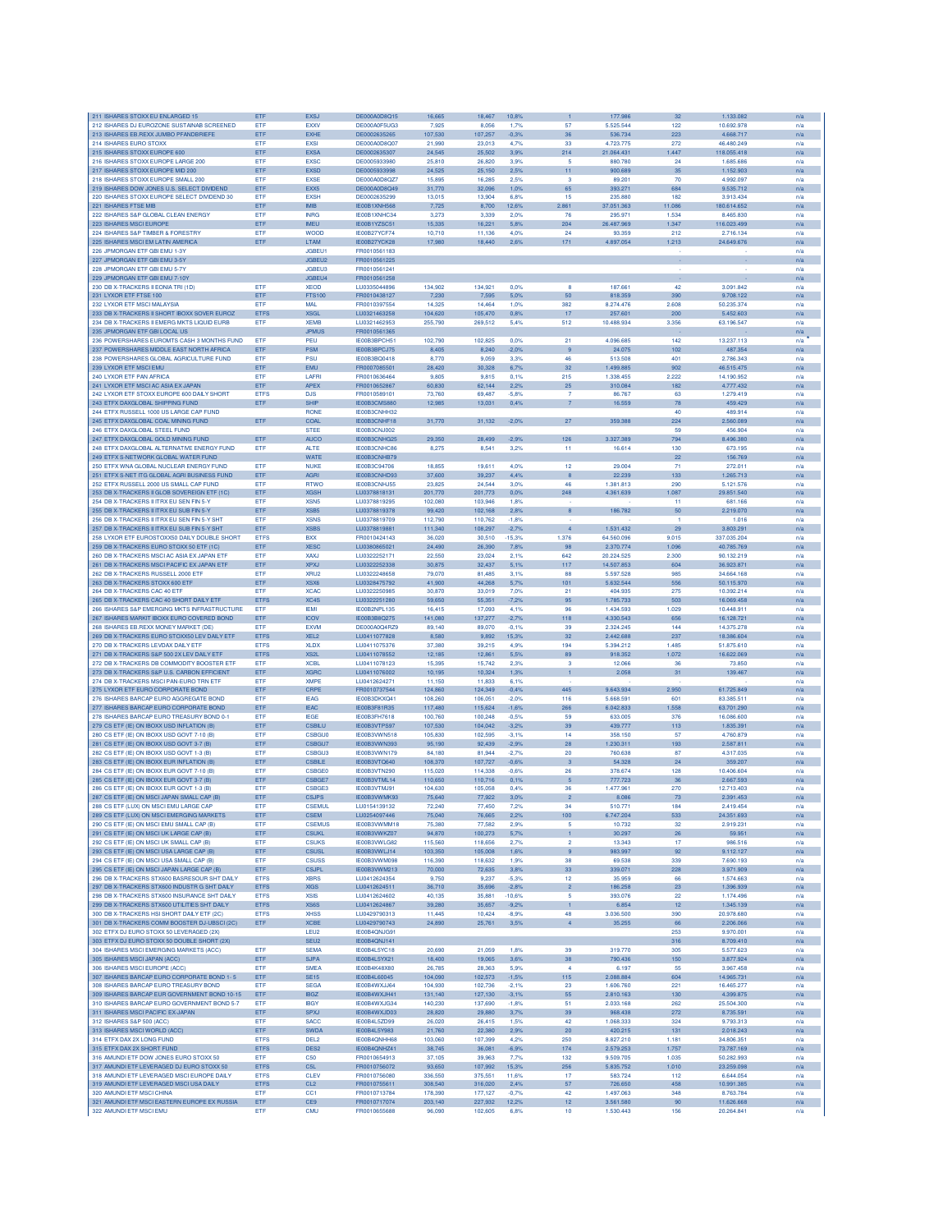| | | | | | | | | | | |
|---|---|---|---|---|---|---|---|---|---|---|
| 211 ISHARES STOXX EU ENLARGED 15 | ETF | EXSJ | DE000A0D8Q15 | 16,665 | 18,467 | 10,8% | 1 | 177.986 | 32 | 1.133.082 | n/a |
| 212 ISHARES DJ EUROZONE SUSTAINAB SCREENED | ETF | EXXV | DE000A0F5UG3 | 7,925 | 8,056 | 1,7% | 57 | 5.525.544 | 122 | 10.692.978 | n/a |
| 213 ISHARES EB.REXX JUMBO PFANDBRIEFE | ETF | EXHE | DE0002635265 | 107,530 | 107,257 | -0,3% | 36 | 536.734 | 223 | 4.668.717 | n/a |
| 214 ISHARES EURO STOXX | ETF | EXSI | DE000A0D8Q07 | 21,990 | 23,013 | 4,7% | 33 | 4.723.775 | 272 | 46.480.249 | n/a |
| 215 ISHARES STOXX EUROPE 600 | ETF | EXSA | DE0002635307 | 24,545 | 25,502 | 3,9% | 214 | 21.064.431 | 1.447 | 118.055.418 | n/a |
| 216 ISHARES STOXX EUROPE LARGE 200 | ETF | EXSC | DE0005933980 | 25,810 | 26,820 | 3,9% | 5 | 880.780 | 24 | 1.685.686 | n/a |
| 217 ISHARES STOXX EUROPE MID 200 | ETF | EXSD | DE0005933998 | 24,525 | 25,150 | 2,5% | 11 | 900.689 | 35 | 1.152.903 | n/a |
| 218 ISHARES STOXX EUROPE SMALL 200 | ETF | EXSE | DE000A0D8QZ7 | 15,895 | 16,285 | 2,5% | 3 | 89.201 | 70 | 4.992.097 | n/a |
| 219 ISHARES DOW JONES U.S. SELECT DIVIDEND | ETF | EXX5 | DE000A0D8Q49 | 31,770 | 32,096 | 1,0% | 65 | 393.271 | 684 | 9.535.712 | n/a |
| 220 ISHARES STOXX EUROPE SELECT DIVIDEND 30 | ETF | EXSH | DE0002635299 | 13,015 | 13,904 | 6,8% | 15 | 235.880 | 182 | 3.913.434 | n/a |
| 221 ISHARES FTSE MIB | ETF | IMIB | IE00B1XNH568 | 7,725 | 8,700 | 12,6% | 2.861 | 37.051.363 | 11.086 | 180.614.652 | n/a |
| 222 ISHARES S&P GLOBAL CLEAN ENERGY | ETF | INRG | IE00B1XNHC34 | 3,273 | 3,339 | 2,0% | 76 | 295.971 | 1.534 | 8.465.830 | n/a |
| 223 ISHARES MSCI EUROPE | ETF | IMEU | IE00B1YZSC51 | 15,335 | 16,221 | 5,8% | 204 | 26.487.969 | 1.347 | 116.023.499 | n/a |
| 224 ISHARES S&P TIMBER & FORESTRY | ETF | WOOD | IE00B27YCF74 | 10,710 | 11,136 | 4,0% | 24 | 93.359 | 212 | 2.716.134 | n/a |
| 225 ISHARES MSCI EM LATIN AMERICA | ETF | LTAM | IE00B27YCK28 | 17,980 | 18,440 | 2,6% | 171 | 4.897.054 | 1.213 | 24.649.676 | n/a |
| 226 JPMORGAN ETF GBI EMU 1-3Y | | JGBEU1 | FR0010561183 | | | | | - | | - | n/a |
| 227 JPMORGAN ETF GBI EMU 3-5Y | | JGBEU2 | FR0010561225 | | | | | - | | - | n/a |
| 228 JPMORGAN ETF GBI EMU 5-7Y | | JGBEU3 | FR0010561241 | | | | | - | | - | n/a |
| 229 JPMORGAN ETF GBI EMU 7-10Y | | JGBEU4 | FR0010561258 | | | | | - | | - | n/a |
| 230 DB X-TRACKERS II EONIA TRI (1D) | ETF | XEOD | LU0335044896 | 134,902 | 134,921 | 0,0% | 8 | 187.661 | 42 | 3.091.842 | n/a |
| 231 LYXOR ETF FTSE 100 | ETF | FTS100 | FR0010438127 | 7,230 | 7,595 | 5,0% | 50 | 818.359 | 390 | 9.708.122 | n/a |
| 232 LYXOR ETF MSCI MALAYSIA | ETF | MAL | FR0010397554 | 14,325 | 14,464 | 1,0% | 382 | 8.274.476 | 2.608 | 50.235.374 | n/a |
| 233 DB X-TRACKERS II SHORT IBOXX SOVER EUROZ | ETFS | XSGL | LU0321463258 | 104,620 | 105,470 | 0,8% | 17 | 257.601 | 200 | 5.452.603 | n/a |
| 234 DB X-TRACKERS II EMERG MKTS LIQUID EURB | ETF | XEMB | LU0321462953 | 255,790 | 269,512 | 5,4% | 512 | 10.488.934 | 3.356 | 63.196.547 | n/a |
| 235 JPMORGAN ETF GBI LOCAL US | | JPMUS | FR0010561365 | | | | | - | | - | n/a |
| 236 POWERSHARES EUROMTS CASH 3 MONTHS FUND | ETF | PEU | IE00B3BPCH51 | 102,790 | 102,825 | 0,0% | 21 | 4.096.685 | 142 | 13.237.113 | n/a |
| 237 POWERSHARES MIDDLE EAST NORTH AFRICA | ETF | PSM | IE00B3BPCJ75 | 8,405 | 8,240 | -2,0% | 9 | 24.075 | 102 | 487.354 | n/a |
| 238 POWERSHARES GLOBAL AGRICULTURE FUND | ETF | PSU | IE00B3BQ0418 | 8,770 | 9,059 | 3,3% | 46 | 513.508 | 401 | 2.786.343 | n/a |
| 239 LYXOR ETF MSCI EMU | ETF | EMU | FR0007085501 | 28,420 | 30,328 | 6,7% | 32 | 1.499.885 | 902 | 46.515.475 | n/a |
| 240 LYXOR ETF PAN AFRICA | ETF | LAFRI | FR0010636464 | 9,805 | 9,815 | 0,1% | 215 | 1.338.455 | 2.222 | 14.190.952 | n/a |
| 241 LYXOR ETF MSCI AC ASIA EX JAPAN | ETF | APEX | FR0010652867 | 60,830 | 62,144 | 2,2% | 25 | 310.084 | 182 | 4.777.432 | n/a |
| 242 LYXOR ETF STOXX EUROPE 600 DAILY SHORT | ETFS | DJS | FR0010589101 | 73,760 | 69,487 | -5,8% | 7 | 86.767 | 63 | 1.279.419 | n/a |
| 243 ETFX DAXGLOBAL SHIPPING FUND | ETF | SHIP | IE00B3CMS880 | 12,985 | 13,031 | 0,4% | 7 | 16.559 | 78 | 459.429 | n/a |
| 244 ETFX RUSSELL 1000 US LARGE CAP FUND | | RONE | IE00B3CNHH32 | | | | | | 40 | 489.914 | n/a |
| 245 ETFX DAXGLOBAL COAL MINING FUND | ETF | COAL | IE00B3CNHF18 | 31,770 | 31,132 | -2,0% | 27 | 359.388 | 224 | 2.560.089 | n/a |
| 246 ETFX DAXGLOBAL STEEL FUND | | STEE | IE00B3CNJ002 | | | | | | 59 | 456.904 | n/a |
| 247 ETFX DAXGLOBAL GOLD MINING FUND | ETF | AUCO | IE00B3CNHG25 | 29,350 | 28,499 | -2,9% | 126 | 3.327.389 | 794 | 8.496.380 | n/a |
| 248 ETFX DAXGLOBAL ALTERNATIVE ENERGY FUND | ETF | ALTE | IE00B3CNHC86 | 8,275 | 8,541 | 3,2% | 11 | 16.614 | 130 | 673.195 | n/a |
| 249 ETFX S-NETWORK GLOBAL WATER FUND | | WATE | IE00B3CNHB79 | | | | | | 22 | 156.769 | n/a |
| 250 ETFX WNA GLOBAL NUCLEAR ENERGY FUND | ETF | NUKE | IE00B3C94706 | 18,855 | 19,611 | 4,0% | 12 | 29.004 | 71 | 272.011 | n/a |
| 251 ETFX S-NET ITG GLOBAL AGRI BUSINESS FUND | ETF | AGRI | IE00B3CNHD93 | 37,600 | 39,237 | 4,4% | 8 | 22.239 | 133 | 1.265.713 | n/a |
| 252 ETFX RUSSELL 2000 US SMALL CAP FUND | ETF | RTWO | IE00B3CNHJ55 | 23,825 | 24,544 | 3,0% | 46 | 1.381.813 | 290 | 5.121.576 | n/a |
| 253 DB X-TRACKERS II GLOB SOVEREIGN ETF (1C) | ETF | XGSH | LU0378818131 | 201,770 | 201,773 | 0,0% | 248 | 4.361.639 | 1.087 | 29.851.540 | n/a |
| 254 DB X-TRACKERS II ITRX EU SEN FIN 5-Y | ETF | XSN5 | LU0378819295 | 102,080 | 103,946 | 1,8% | - | - | 11 | 681.166 | n/a |
| 255 DB X-TRACKERS II ITRX EU SUB FIN 5-Y | ETF | XSB5 | LU0378819378 | 99,420 | 102,168 | 2,8% | 8 | 186.782 | 50 | 2.219.070 | n/a |
| 256 DB X-TRACKERS II ITRX EU SEN FIN 5-Y SHT | ETF | XSNS | LU0378819709 | 112,790 | 110,762 | -1,8% | - | - | 1 | 1.016 | n/a |
| 257 DB X-TRACKERS II ITRX EU SUB FIN 5-Y SHT | ETF | XSBS | LU0378819881 | 111,340 | 108,297 | -2,7% | 4 | 1.531.432 | 29 | 3.803.291 | n/a |
| 258 LYXOR ETF EUROSTOXX50 DAILY DOUBLE SHORT | ETFS | BXX | FR0010424143 | 36,020 | 30,510 | -15,3% | 1.376 | 64.560.096 | 9.015 | 337.035.204 | n/a |
| 259 DB X-TRACKERS EURO STOXX 50 ETF (1C) | ETF | XESC | LU0380865021 | 24,490 | 26,390 | 7,8% | 98 | 2.370.774 | 1.096 | 40.785.769 | n/a |
| 260 DB X-TRACKERS MSCI AC ASIA EX JAPAN ETF | ETF | XAXJ | LU0322252171 | 22,550 | 23,024 | 2,1% | 642 | 20.224.525 | 2.300 | 90.132.219 | n/a |
| 261 DB X-TRACKERS MSCI PACIFIC EX JAPAN ETF | ETF | XPXJ | LU0322252338 | 30,875 | 32,437 | 5,1% | 117 | 14.507.853 | 604 | 36.923.871 | n/a |
| 262 DB X-TRACKERS RUSSELL 2000 ETF | ETF | XRU2 | LU0322248658 | 79,070 | 81,485 | 3,1% | 88 | 5.597.528 | 985 | 34.664.168 | n/a |
| 263 DB X-TRACKERS STOXX 600 ETF | ETF | XSX6 | LU0328475792 | 41,900 | 44,268 | 5,7% | 101 | 5.632.544 | 556 | 50.115.970 | n/a |
| 264 DB X-TRACKERS CAC 40 ETF | ETF | XCAC | LU0322250985 | 30,870 | 33,019 | 7,0% | 21 | 404.935 | 275 | 10.392.214 | n/a |
| 265 DB X-TRACKERS CAC 40 SHORT DAILY ETF | ETFS | XC4S | LU0322251280 | 59,650 | 55,351 | -7,2% | 95 | 1.785.733 | 503 | 16.069.458 | n/a |
| 266 ISHARES S&P EMERGING MKTS INFRASTRUCTURE | ETF | IEMI | IE00B2NPL135 | 16,415 | 17,093 | 4,1% | 96 | 1.434.593 | 1.029 | 10.448.911 | n/a |
| 267 ISHARES MARKIT IBOXX EURO COVERED BOND | ETF | ICOV | IE00B3B8Q275 | 141,080 | 137,277 | -2,7% | 118 | 4.330.543 | 656 | 16.128.721 | n/a |
| 268 ISHARES EB.REXX MONEY MARKET (DE) | ETF | EXVM | DE000A0Q4RZ9 | 89,140 | 89,070 | -0,1% | 39 | 2.324.245 | 144 | 14.375.278 | n/a |
| 269 DB X-TRACKERS EURO STOXX50 LEV DAILY ETF | ETFS | XEL2 | LU0411077828 | 8,580 | 9,892 | 15,3% | 32 | 2.442.688 | 237 | 18.386.604 | n/a |
| 270 DB X-TRACKERS LEVDAX DAILY ETF | ETFS | XLDX | LU0411075376 | 37,380 | 39,215 | 4,9% | 194 | 5.394.212 | 1.485 | 51.875.610 | n/a |
| 271 DB X-TRACKERS S&P 500 2X LEV DAILY ETF | ETFS | XS2L | LU0411078552 | 12,185 | 12,861 | 5,5% | 89 | 918.352 | 1.072 | 16.622.069 | n/a |
| 272 DB X-TRACKERS DB COMMODITY BOOSTER ETF | ETF | XCBL | LU0411078123 | 15,395 | 15,742 | 2,3% | 3 | 12.066 | 36 | 73.850 | n/a |
| 273 DB X-TRACKERS S&P U.S. CARBON EFFICIENT | ETF | XGRC | LU0411076002 | 10,195 | 10,324 | 1,3% | 1 | 2.058 | 31 | 139.467 | n/a |
| 274 DB X-TRACKERS MSCI PAN EURO TRN ETF | ETF | XMPE | LU0412624271 | 11,150 | 11,833 | 6,1% | - | - | - | - | n/a |
| 275 LYXOR ETF EURO CORPORATE BOND | ETF | CRPE | FR0010737544 | 124,860 | 124,349 | -0,4% | 445 | 9.643.934 | 2.950 | 61.725.849 | n/a |
| 276 ISHARES BARCAP EURO AGGREGATE BOND | ETF | IEAG | IE00B3DKXQ41 | 108,260 | 106,051 | -2,0% | 116 | 5.668.591 | 601 | 83.385.511 | n/a |
| 277 ISHARES BARCAP EURO CORPORATE BOND | ETF | IEAC | IE00B3F81R35 | 117,480 | 115,624 | -1,6% | 266 | 6.042.833 | 1.558 | 63.701.290 | n/a |
| 278 ISHARES BARCAP EURO TREASURY BOND 0-1 | ETF | IEGE | IE00B3FH7618 | 100,760 | 100,248 | -0,5% | 59 | 633.005 | 376 | 16.086.600 | n/a |
| 279 CS ETF (IE) ON IBOXX USD INFLATION (B) | ETF | CSBILU | IE00B3VTPS97 | 107,530 | 104,042 | -3,2% | 39 | 439.777 | 113 | 1.835.391 | n/a |
| 280 CS ETF (IE) ON IBOXX USD GOVT 7-10 (B) | ETF | CSBGU0 | IE00B3VWN518 | 105,830 | 102,595 | -3,1% | 14 | 358.150 | 57 | 4.760.879 | n/a |
| 281 CS ETF (IE) ON IBOXX USD GOVT 3-7 (B) | ETF | CSBGU7 | IE00B3VWN393 | 95,190 | 92,439 | -2,9% | 28 | 1.230.311 | 193 | 2.587.811 | n/a |
| 282 CS ETF (IE) ON IBOXX USD GOVT 1-3 (B) | ETF | CSBGU3 | IE00B3VWN179 | 84,180 | 81,944 | -2,7% | 20 | 760.638 | 87 | 4.317.035 | n/a |
| 283 CS ETF (IE) ON IBOXX EUR INFLATION (B) | ETF | CSBILE | IE00B3VTQ640 | 108,370 | 107,727 | -0,6% | 3 | 54.328 | 24 | 359.207 | n/a |
| 284 CS ETF (IE) ON IBOXX EUR GOVT 7-10 (B) | ETF | CSBGE0 | IE00B3VTN290 | 115,020 | 114,338 | -0,6% | 26 | 378.674 | 128 | 10.406.604 | n/a |
| 285 CS ETF (IE) ON IBOXX EUR GOVT 3-7 (B) | ETF | CSBGE7 | IE00B3VTML14 | 110,650 | 110,716 | 0,1% | 5 | 777.723 | 36 | 2.667.593 | n/a |
| 286 CS ETF (IE) ON IBOXX EUR GOVT 1-3 (B) | ETF | CSBGE3 | IE00B3VTMJ91 | 104,630 | 105,058 | 0,4% | 36 | 1.477.961 | 270 | 12.713.403 | n/a |
| 287 CS ETF (IE) ON MSCI JAPAN SMALL CAP (B) | ETF | CSJPS | IE00B3VWMK93 | 75,640 | 77,922 | 3,0% | 2 | 8.086 | 73 | 2.391.453 | n/a |
| 288 CS ETF (LUX) ON MSCI EMU LARGE CAP | ETF | CSEMUL | LU0154139132 | 72,240 | 77,450 | 7,2% | 34 | 510.771 | 184 | 2.419.454 | n/a |
| 289 CS ETF (LUX) ON MSCI EMERGING MARKETS | ETF | CSEM | LU0254097446 | 75,040 | 76,665 | 2,2% | 100 | 6.747.204 | 533 | 24.351.693 | n/a |
| 290 CS ETF (IE) ON MSCI EMU SMALL CAP (B) | ETF | CSEMUS | IE00B3VWMM18 | 75,380 | 77,582 | 2,9% | 5 | 10.732 | 32 | 2.919.231 | n/a |
| 291 CS ETF (IE) ON MSCI UK LARGE CAP (B) | ETF | CSUKL | IE00B3VWKZ07 | 94,870 | 100,273 | 5,7% | 1 | 30.297 | 26 | 59.951 | n/a |
| 292 CS ETF (IE) ON MSCI UK SMALL CAP (B) | ETF | CSUKS | IE00B3VWLG82 | 115,560 | 118,656 | 2,7% | 2 | 13.343 | 17 | 986.516 | n/a |
| 293 CS ETF (IE) ON MSCI USA LARGE CAP (B) | ETF | CSUSL | IE00B3VWLJ14 | 103,350 | 105,008 | 1,6% | 9 | 983.997 | 92 | 9.112.127 | n/a |
| 294 CS ETF (IE) ON MSCI USA SMALL CAP (B) | ETF | CSUSS | IE00B3VWM098 | 116,390 | 118,632 | 1,9% | 38 | 69.538 | 339 | 7.690.193 | n/a |
| 295 CS ETF (IE) ON MSCI JAPAN LARGE CAP (B) | ETF | CSJPL | IE00B3VWM213 | 70,000 | 72,635 | 3,8% | 33 | 339.071 | 228 | 3.971.909 | n/a |
| 296 DB X-TRACKERS STX600 BASRESOUR SHT DAILY | ETFS | XBRS | LU0412624354 | 9,750 | 9,237 | -5,3% | 12 | 35.959 | 66 | 1.574.663 | n/a |
| 297 DB X-TRACKERS STX600 INDUSTR G SHT DAILY | ETFS | XIGS | LU0412624511 | 36,710 | 35,696 | -2,8% | 2 | 186.258 | 23 | 1.396.939 | n/a |
| 298 DB X-TRACKERS STX600 INSURANCE SHT DAILY | ETFS | XSIS | LU0412624602 | 40,135 | 35,881 | -10,6% | 5 | 393.076 | 22 | 1.174.496 | n/a |
| 299 DB X-TRACKERS STX600 UTILITIES SHT DAILY | ETFS | XS6S | LU0412624867 | 39,280 | 35,657 | -9,2% | 1 | 6.854 | 12 | 1.345.139 | n/a |
| 300 DB X-TRACKERS HSI SHORT DAILY ETF (2C) | ETFS | XHSS | LU0429790313 | 11,445 | 10,424 | -8,9% | 48 | 3.036.500 | 390 | 20.978.680 | n/a |
| 301 DB X-TRACKERS COMM BOOSTER DJ-UBSCI (2C) | ETF | XCBE | LU0429790743 | 24,890 | 25,761 | 3,5% | 4 | 35.255 | 66 | 2.206.066 | n/a |
| 302 ETFX DJ EURO STOXX 50 LEVERAGED (2X) | | LEU2 | IE00B4QNJG91 | | | | | | 253 | 9.970.001 | n/a |
| 303 ETFX DJ EURO STOXX 50 DOUBLE SHORT (2X) | | SEU2 | IE00B4QNJ141 | | | | | | 316 | 8.709.410 | n/a |
| 304 ISHARES MSCI EMERGING MARKETS (ACC) | ETF | SEMA | IE00B4L5YC18 | 20,690 | 21,059 | 1,8% | 39 | 319.770 | 305 | 5.577.623 | n/a |
| 305 ISHARES MSCI JAPAN (ACC) | ETF | SJPA | IE00B4L5YX21 | 18,400 | 19,065 | 3,6% | 38 | 790.436 | 150 | 3.877.924 | n/a |
| 306 ISHARES MSCI EUROPE (ACC) | ETF | SMEA | IE00B4K48X80 | 26,785 | 28,363 | 5,9% | 4 | 6.197 | 55 | 3.967.458 | n/a |
| 307 ISHARES BARCAP EURO CORPORATE BOND 1- 5 | ETF | SE15 | IE00B4L60045 | 104,090 | 102,573 | -1,5% | 115 | 2.088.884 | 604 | 14.965.731 | n/a |
| 308 ISHARES BARCAP EURO TREASURY BOND | ETF | SEGA | IE00B4WXJJ64 | 104,930 | 102,736 | -2,1% | 23 | 1.606.760 | 221 | 16.465.277 | n/a |
| 309 ISHARES BARCAP EUR GOVERNMENT BOND 10-15 | ETF | IBGZ | IE00B4WXJH41 | 131,140 | 127,130 | -3,1% | 55 | 2.810.163 | 130 | 4.399.875 | n/a |
| 310 ISHARES BARCAP EURO GOVERNMENT BOND 5-7 | ETF | IBGY | IE00B4WXJG34 | 140,230 | 137,690 | -1,8% | 51 | 2.033.168 | 262 | 25.504.300 | n/a |
| 311 ISHARES MSCI PACIFIC EX-JAPAN | ETF | SPXJ | IE00B4WXJD03 | 28,820 | 29,880 | 3,7% | 39 | 968.438 | 272 | 8.735.591 | n/a |
| 312 ISHARES S&P 500 (ACC) | ETF | SACC | IE00B4L5ZD99 | 26,020 | 26,415 | 1,5% | 42 | 1.068.333 | 324 | 9.793.313 | n/a |
| 313 ISHARES MSCI WORLD (ACC) | ETF | SWDA | IE00B4L5Y983 | 21,760 | 22,380 | 2,9% | 20 | 420.215 | 131 | 2.018.243 | n/a |
| 314 ETFX DAX 2X LONG FUND | ETFS | DEL2 | IE00B4QNHH68 | 103,060 | 107,399 | 4,2% | 250 | 8.827.210 | 1.181 | 34.806.351 | n/a |
| 315 ETFX DAX 2X SHORT FUND | ETFS | DES2 | IE00B4QNHZ41 | 38,745 | 36,081 | -6,9% | 174 | 2.579.253 | 1.757 | 73.787.169 | n/a |
| 316 AMUNDI ETF DOW JONES EURO STOXX 50 | ETF | C50 | FR0010654913 | 37,105 | 39,963 | 7,7% | 132 | 9.509.705 | 1.035 | 50.282.993 | n/a |
| 317 AMUNDI ETF LEVERAGED DJ EURO STOXX 50 | ETFS | C5L | FR0010756072 | 93,650 | 107,992 | 15,3% | 256 | 5.835.752 | 1.010 | 23.259.098 | n/a |
| 318 AMUNDI ETF LEVERAGED MSCI EUROPE DAILY | ETFS | CLEV | FR0010756080 | 336,550 | 375,551 | 11,6% | 17 | 583.724 | 112 | 6.644.054 | n/a |
| 319 AMUNDI ETF LEVERAGED MSCI USA DAILY | ETFS | CL2 | FR0010755611 | 308,540 | 316,020 | 2,4% | 57 | 726.650 | 458 | 10.991.385 | n/a |
| 320 AMUNDI ETF MSCI CHINA | ETF | CC1 | FR0010713784 | 178,390 | 177,127 | -0,7% | 42 | 1.497.063 | 348 | 8.763.784 | n/a |
| 321 AMUNDI ETF MSCI EASTERN EUROPE EX RUSSIA | ETF | CE9 | FR0010717074 | 203,140 | 227,932 | 12,2% | 12 | 3.561.580 | 90 | 11.626.668 | n/a |
| 322 AMUNDI ETF MSCI EMU | ETF | CMU | FR0010655688 | 96,090 | 102,605 | 6,8% | 10 | 1.530.443 | 156 | 20.264.841 | n/a |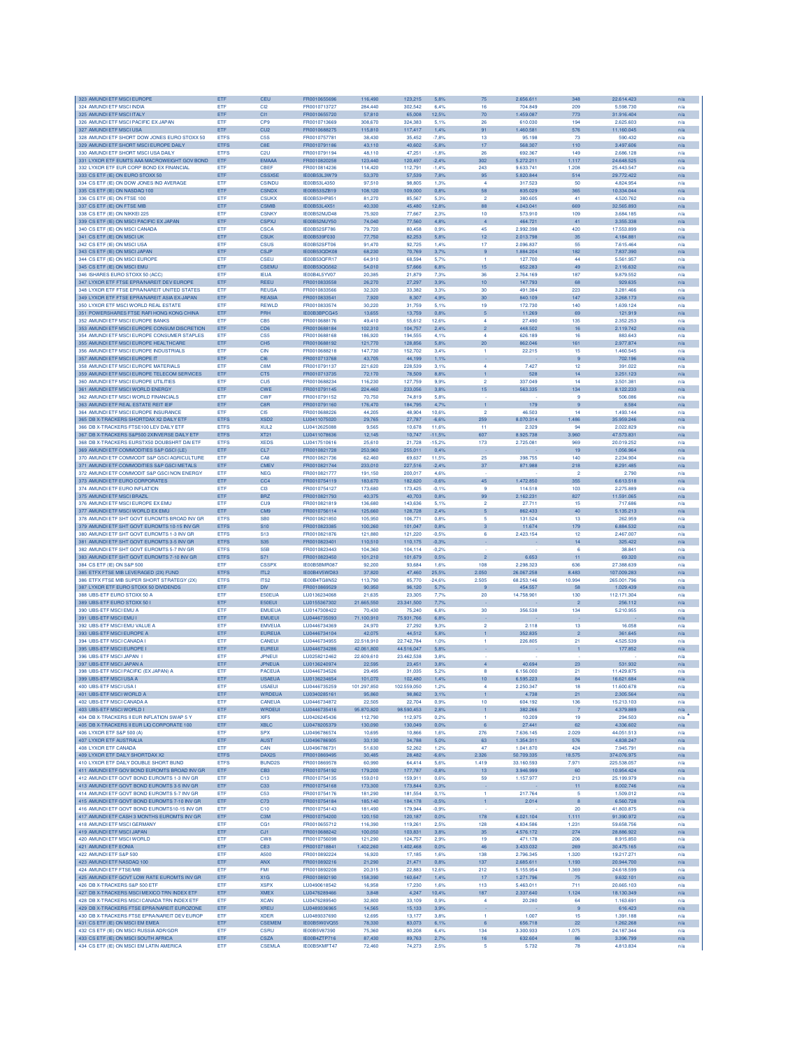| | | | | | | | | | | | |
|---|---|---|---|---|---|---|---|---|---|---|---|
| 323 AMUNDI ETF MSCI EUROPE | ETF | CEU | FR0010655696 | 116,490 | 123,215 | 5,8% | 75 | 2.656.611 | 348 | 22.614.423 | n/a |
| 324 AMUNDI ETF MSCI INDIA | ETF | CI2 | FR0010713727 | 284,440 | 302,542 | 6,4% | 16 | 704.849 | 209 | 5.598.730 | n/a |
| 325 AMUNDI ETF MSCI ITALY | ETF | CI1 | FR0010655720 | 57,810 | 65,008 | 12,5% | 70 | 1.459.087 | 773 | 31.916.404 | n/a |
| 326 AMUNDI ETF MSCI PACIFIC EX JAPAN | ETF | CP9 | FR0010713669 | 308,670 | 324,383 | 5,1% | 26 | 610.030 | 194 | 2.625.603 | n/a |
| 327 AMUNDI ETF MSCI USA | ETF | CU2 | FR0010688275 | 115,810 | 117,417 | 1,4% | 91 | 1.460.581 | 576 | 11.160.045 | n/a |
| 328 AMUNDI ETF SHORT DOW JONES EURO STOXX 50 | ETFS | C5S | FR0010757781 | 38,430 | 35,452 | -7,8% | 13 | 95.198 | 73 | 590.432 | n/a |
| 329 AMUNDI ETF SHORT MSCI EUROPE DAILY | ETFS | C8E | FR0010791186 | 43,110 | 40,602 | -5,8% | 17 | 568.307 | 110 | 3.497.606 | n/a |
| 330 AMUNDI ETF SHORT MSCI USA DAILY | ETFS | C2U | FR0010791194 | 48,110 | 47,251 | -1,8% | 26 | 692.367 | 149 | 2.686.128 | n/a |
| 331 LYXOR ETF EUMTS AAA MACROWEIGHT GOV BOND | ETF | EMAAA | FR0010820258 | 123,440 | 120,497 | -2,4% | 302 | 5.272.211 | 1.117 | 24.648.525 | n/a |
| 332 LYXOR ETF EUR CORP BOND EX FINANCIAL | ETF | CBEF | FR0010814236 | 114,420 | 112,791 | -1,4% | 243 | 9.633.741 | 1.208 | 25.443.547 | n/a |
| 333 CS ETF (IE) ON EURO STOXX 50 | ETF | CSSX5E | IE00B53L3W79 | 53,370 | 57,539 | 7,8% | 95 | 5.820.844 | 514 | 29.772.422 | n/a |
| 334 CS ETF (IE) ON DOW JONES IND AVERAGE | ETF | CSINDU | IE00B53L4350 | 97,510 | 98,805 | 1,3% | 4 | 317.523 | 50 | 4.824.954 | n/a |
| 335 CS ETF (IE) ON NASDAQ 100 | ETF | CSNDX | IE00B53SZB19 | 108,120 | 109,000 | 0,8% | 58 | 835.029 | 365 | 10.334.044 | n/a |
| 336 CS ETF (IE) ON FTSE 100 | ETF | CSUKX | IE00B53HP851 | 81,270 | 85,567 | 5,3% | 2 | 380.605 | 41 | 4.520.762 | n/a |
| 337 CS ETF (IE) ON FTSE MIB | ETF | CSMIB | IE00B53L4X51 | 40,330 | 45,480 | 12,8% | 88 | 4.043.041 | 669 | 32.565.893 | n/a |
| 338 CS ETF (IE) ON NIKKEI 225 | ETF | CSNKY | IE00B52MJD48 | 75,920 | 77,667 | 2,3% | 10 | 573.910 | 109 | 3.684.185 | n/a |
| 339 CS ETF (IE) ON MSCI PACIFIC EX JAPAN | ETF | CSPXJ | IE00B52MJY50 | 74,040 | 77,560 | 4,8% | 4 | 464.721 | 41 | 3.355.338 | n/a |
| 340 CS ETF (IE) ON MSCI CANADA | ETF | CSCA | IE00B52SF786 | 79,720 | 80,458 | 0,9% | 45 | 2.992.398 | 420 | 17.553.899 | n/a |
| 341 CS ETF (IE) ON MSCI UK | ETF | CSUK | IE00B539F030 | 77,750 | 82,253 | 5,8% | 12 | 2.013.798 | 35 | 4.184.881 | n/a |
| 342 CS ETF (IE) ON MSCI USA | ETF | CSUS | IE00B52SFT06 | 91,470 | 92,725 | 1,4% | 17 | 2.096.837 | 55 | 7.615.464 | n/a |
| 343 CS ETF (IE) ON MSCI JAPAN | ETF | CSJP | IE00B53QDK08 | 68,230 | 70,769 | 3,7% | 9 | 1.884.204 | 182 | 7.837.390 | n/a |
| 344 CS ETF (IE) ON MSCI EUROPE | ETF | CSEU | IE00B53QFR17 | 64,910 | 68,594 | 5,7% | 1 | 127.700 | 44 | 5.561.957 | n/a |
| 345 CS ETF (IE) ON MSCI EMU | ETF | CSEMU | IE00B53QG562 | 54,010 | 57,666 | 6,8% | 15 | 652.283 | 49 | 2.116.632 | n/a |
| 346 ISHARES EURO STOXX 50 (ACC) | ETF | IEUA | IE00B4L5YV07 | 20,385 | 21,879 | 7,3% | 36 | 2.764.169 | 187 | 9.879.552 | n/a |
| 347 LYXOR ETF FTSE EPRA/NAREIT DEV EUROPE | ETF | REEU | FR0010833558 | 26,270 | 27,297 | 3,9% | 10 | 147.793 | 68 | 929.635 | n/a |
| 348 LYXOR ETF FTSE EPRA/NAREIT UNITED STATES | ETF | REUSA | FR0010833566 | 32,320 | 33,382 | 3,3% | 30 | 491.384 | 223 | 3.281.466 | n/a |
| 349 LYXOR ETF FTSE EPRA/NAREIT ASIA EX-JAPAN | ETF | REASIA | FR0010833541 | 7,920 | 8,307 | 4,9% | 30 | 840.109 | 147 | 3.268.173 | n/a |
| 350 LYXOR ETF MSCI WORLD REAL ESTATE | ETF | REWLD | FR0010833574 | 30,220 | 31,759 | 5,1% | 19 | 172.730 | 140 | 1.639.124 | n/a |
| 351 POWERSHARES FTSE RAFI HONG KONG CHINA | ETF | PRH | IE00B3BPCG45 | 13,655 | 13,759 | 0,8% | 5 | 11.269 | 69 | 121.919 | n/a |
| 352 AMUNDI ETF MSCI EUROPE BANKS | ETF | CB5 | FR0010688176 | 49,410 | 55,612 | 12,6% | 4 | 27.490 | 135 | 2.352.253 | n/a |
| 353 AMUNDI ETF MSCI EUROPE CONSUM DISCRETION | ETF | CD6 | FR0010688184 | 102,310 | 104,757 | 2,4% | 2 | 448.502 | 16 | 2.119.742 | n/a |
| 354 AMUNDI ETF MSCI EUROPE CONSUMER STAPLES | ETF | CS5 | FR0010688168 | 186,920 | 194,555 | 4,1% | 4 | 626.189 | 16 | 883.643 | n/a |
| 355 AMUNDI ETF MSCI EUROPE HEALTHCARE | ETF | CH5 | FR0010688192 | 121,770 | 128,856 | 5,8% | 20 | 862.046 | 161 | 2.977.874 | n/a |
| 356 AMUNDI ETF MSCI EUROPE INDUSTRIALS | ETF | CIN | FR0010688218 | 147,730 | 152,702 | 3,4% | 1 | 22.215 | 15 | 1.460.545 | n/a |
| 357 AMUNDI ETF MSCI EUROPE IT | ETF | CI6 | FR0010713784 | 43,705 | 44,199 | 1,1% | - | - | 9 | 702.196 | n/a |
| 358 AMUNDI ETF MSCI EUROPE MATERIALS | ETF | C8M | FR0010791137 | 221,620 | 228,539 | 3,1% | 4 | 7.427 | 12 | 391.022 | n/a |
| 359 AMUNDI ETF MSCI EUROPE TELECOM SERVICES | ETF | CT5 | FR0010713735 | 72,170 | 78,509 | 8,8% | 1 | 528 | 14 | 3.251.123 | n/a |
| 360 AMUNDI ETF MSCI EUROPE UTILITIES | ETF | CU5 | FR0010688234 | 116,230 | 127,759 | 9,9% | 2 | 337.049 | 14 | 3.501.381 | n/a |
| 361 AMUNDI ETF MSCI WORLD ENERGY | ETF | CWE | FR0010791145 | 224,460 | 233,056 | 3,8% | 15 | 563.335 | 134 | 8.122.233 | n/a |
| 362 AMUNDI ETF MSCI WORLD FINANCIALS | ETF | CWF | FR0010791152 | 70,750 | 74,819 | 5,8% | - | - | 9 | 506.086 | n/a |
| 363 AMUNDI ETF REAL ESTATE REIT IEIF | ETF | C8R | FR0010791160 | 176,470 | 184,795 | 4,7% | 1 | 179 | 9 | 8.584 | n/a |
| 364 AMUNDI ETF MSCI EUROPE INSURANCE | ETF | CI5 | FR0010688226 | 44,205 | 48,904 | 10,6% | 2 | 46.503 | 14 | 1.493.144 | n/a |
| 365 DB X-TRACKERS SHORTDAX X2 DAILY ETF | ETFS | XSD2 | LU0411075020 | 29,765 | 27,787 | -6,6% | 259 | 8.070.314 | 1.486 | 35.959.246 | n/a |
| 366 DB X-TRACKERS FTSE100 LEV DAILY ETF | ETFS | XUL2 | LU0412625088 | 9,565 | 10,678 | 11,6% | 11 | 2.329 | 94 | 2.022.829 | n/a |
| 367 DB X-TRACKERS S&P500 2XINVERSE DAILY ETF | ETFS | XT21 | LU0411078636 | 12,145 | 10,747 | -11,5% | 607 | 8.925.738 | 3.960 | 47.573.831 | n/a |
| 368 DB X-TRACKERS EUROSTX50 DOUBSHRT DAI ETF | ETFS | XEDS | LU0417510616 | 25,610 | 21,728 | -15,2% | 173 | 2.725.081 | 969 | 20.019.252 | n/a |
| 369 AMUNDI ETF COMMODITIES S&P GSCI (LE) | ETF | CL7 | FR0010821728 | 253,960 | 255,011 | 0,4% | - | - | 19 | 1.056.964 | n/a |
| 370 AMUNDI ETF COMMODIT S&P GSCI AGRICULTURE | ETF | CA8 | FR0010821736 | 62,460 | 69,637 | 11,5% | 25 | 398.755 | 140 | 2.234.904 | n/a |
| 371 AMUNDI ETF COMMODITIES S&P GSCI METALS | ETF | CMEV | FR0010821744 | 233,010 | 227,516 | -2,4% | 37 | 871.988 | 218 | 8.291.485 | n/a |
| 372 AMUNDI ETF COMMODIT S&P GSCI NON ENERGY | ETF | NEG | FR0010821777 | 191,150 | 200,017 | 4,6% | - | - | 2 | 2.790 | n/a |
| 373 AMUNDI ETF EURO CORPORATES | ETF | CC4 | FR0010754119 | 183,670 | 182,620 | -0,6% | 45 | 1.472.850 | 355 | 6.613.518 | n/a |
| 374 AMUNDI ETF EURO INFLATION | ETF | CI3 | FR0010754127 | 173,680 | 173,425 | -0,1% | 9 | 114.518 | 103 | 2.275.889 | n/a |
| 375 AMUNDI ETF MSCI BRAZIL | ETF | BRZ | FR0010821793 | 40,375 | 40,703 | 0,8% | 99 | 2.162.231 | 827 | 11.591.065 | n/a |
| 376 AMUNDI ETF MSCI EUROPE EX EMU | ETF | CU9 | FR0010821819 | 136,680 | 143,636 | 5,1% | 2 | 27.711 | 15 | 717.686 | n/a |
| 377 AMUNDI ETF MSCI WORLD EX EMU | ETF | CM9 | FR0010756114 | 125,660 | 128,728 | 2,4% | 5 | 862.433 | 40 | 5.135.213 | n/a |
| 378 AMUNDI ETF SHT GOVT EUROMTS BROAD INV GR | ETFS | SB0 | FR0010821850 | 105,950 | 106,771 | 0,8% | 5 | 131.524 | 13 | 262.959 | n/a |
| 379 AMUNDI ETF SHT GOVT EUROMTS 10-15 INV GR | ETFS | S10 | FR0010823385 | 100,260 | 101,047 | 0,8% | 3 | 11.674 | 179 | 6.884.532 | n/a |
| 380 AMUNDI ETF SHT GOVT EUROMTS 1-3 INV GR | ETFS | S13 | FR0010821876 | 121,880 | 121,220 | -0,5% | 6 | 2.423.154 | 12 | 2.467.007 | n/a |
| 381 AMUNDI ETF SHT GOVT EUROMTS 3-5 INV GR | ETFS | S35 | FR0010823401 | 110,510 | 110,175 | -0,3% | - | - | 14 | 325.422 | n/a |
| 382 AMUNDI ETF SHT GOVT EUROMTS 5-7 INV GR | ETFS | S5B | FR0010823443 | 104,360 | 104,114 | -0,2% | - | - | 6 | 38.841 | n/a |
| 383 AMUNDI ETF SHT GOVT EUROMTS 7-10 INV GR | ETFS | S71 | FR0010823450 | 101,210 | 101,679 | 0,5% | 2 | 6.653 | 11 | 69.320 | n/a |
| 384 CS ETF (IE) ON S&P 500 | ETF | CSSPX | IE00B5BMR087 | 92,200 | 93,684 | 1,6% | 108 | 2.298.323 | 636 | 27.388.639 | n/a |
| 385 ETFX FTSE MIB LEVERAGED (2X) FUND | ETFS | ITL2 | IE00B4V5WD83 | 37,820 | 47,460 | 25,5% | 2.050 | 26.067.258 | 8.483 | 107.009.283 | n/a |
| 386 ETFX FTSE MIB SUPER SHORT STRATEGY (2X) | ETFS | ITS2 | IE00B4TG8N52 | 113,790 | 85,770 | -24,6% | 2.505 | 68.253.146 | 10.994 | 265.001.796 | n/a |
| 387 LYXOR ETF EURO STOXX 50 DIVIDENDS | ETF | DIV | FR0010869529 | 90,950 | 96,120 | 5,7% | 9 | 454.557 | 58 | 1.029.439 | n/a |
| 388 UBS-ETF EURO STOXX 50 A | ETF | E50EUA | LU0136234068 | 21,635 | 23,305 | 7,7% | 20 | 14.758.901 | 130 | 112.171.304 | n/a |
| 389 UBS-ETF EURO STOXX 50 I | ETF | E50EUI | LU0155367302 | 21.665,550 | 23.341,500 | 7,7% | - | - | 2 | 256.112 | n/a |
| 390 UBS-ETF MSCI EMU A | ETF | EMUEUA | LU0147308422 | 70,430 | 75,240 | 6,8% | 30 | 356.538 | 134 | 5.210.955 | n/a |
| 391 UBS-ETF MSCI EMU I | ETF | EMUEUI | LU0446735093 | 71.100,910 | 75.931,766 | 6,8% | - | - | - | - | n/a |
| 392 UBS-ETF MSCI EMU VALUE A | ETF | EMVEUA | LU0446734369 | 24,970 | 27,292 | 9,3% | 2 | 2.118 | 13 | 16.058 | n/a |
| 393 UBS-ETF MSCI EUROPE A | ETF | EUREUA | LU0446734104 | 42,075 | 44,512 | 5,8% | 1 | 352.835 | 2 | 361.645 | n/a |
| 394 UBS-ETF MSCI CANADA I | ETF | CANEUI | LU0446734955 | 22.518,910 | 22.742,784 | 1,0% | 1 | 226.805 | 21 | 4.525.539 | n/a |
| 395 UBS-ETF MSCI EUROPE I | ETF | EUREUI | LU0446734286 | 42.061,800 | 44.516,047 | 5,8% | - | - | 1 | 177.852 | n/a |
| 396 UBS-ETF MSCI JAPAN I | ETF | JPNEUI | LU0258212462 | 22.609,610 | 23.462,538 | 3,8% | - | - | - | - | n/a |
| 397 UBS-ETF MSCI JAPAN A | ETF | JPNEUA | LU0136240974 | 22,595 | 23,451 | 3,8% | 4 | 40.694 | 23 | 531.932 | n/a |
| 398 UBS-ETF MSCI PACIFIC (EX JAPAN) A | ETF | PACEUA | LU0446734526 | 29,495 | 31,035 | 5,2% | 8 | 6.156.000 | 21 | 11.429.875 | n/a |
| 399 UBS-ETF MSCI USA A | ETF | USAEUA | LU0136234654 | 101,070 | 102,480 | 1,4% | 10 | 6.595.223 | 84 | 16.621.684 | n/a |
| 400 UBS-ETF MSCI USA I | ETF | USAEUI | LU0446735259 | 101.297,850 | 102.559,050 | 1,2% | 4 | 2.250.347 | 18 | 11.600.678 | n/a |
| 401 UBS-ETF MSCI WORLD A | ETF | WRDEUA | LU0340285161 | 95,860 | 98,862 | 3,1% | 1 | 4.738 | 21 | 2.305.564 | n/a |
| 402 UBS-ETF MSCI CANADA A | ETF | CANEUA | LU0446734872 | 22,505 | 22,704 | 0,9% | 10 | 604.192 | 136 | 15.213.103 | n/a |
| 403 UBS-ETF MSCI WORLD I | ETF | WRDEUI | LU0446735416 | 95.870,820 | 98.590,453 | 2,8% | 1 | 382.266 | 7 | 4.379.889 | n/a |
| 404 DB X-TRACKERS II EUR INFLATION SWAP 5 Y | ETF | XIF5 | LU0426245436 | 112,790 | 112,975 | 0,2% | 1 | 10.209 | 19 | 294.503 | n/a |
| 405 DB X-TRACKERS II EUR LIQ CORPORATE 100 | ETF | XBLC | LU0478205379 | 130,090 | 130,049 | 0,0% | 6 | 27.441 | 62 | 4.336.602 | n/a |
| 406 LYXOR ETF S&P 500 (A) | ETF | SPX | LU0496786574 | 10,695 | 10,866 | 1,6% | 276 | 7.636.145 | 2.029 | 44.051.513 | n/a |
| 407 LYXOR ETF AUSTRALIA | ETF | AUST | LU0496786905 | 33,130 | 34,788 | 5,0% | 63 | 1.354.311 | 576 | 4.838.247 | n/a |
| 408 LYXOR ETF CANADA | ETF | CAN | LU0496786731 | 51,630 | 52,262 | 1,2% | 47 | 1.041.870 | 424 | 7.945.791 | n/a |
| 409 LYXOR ETF DAILY SHORTDAX X2 | ETFS | DAX2S | FR0010869495 | 30,485 | 28,482 | -6,6% | 2.326 | 50.709.335 | 18.575 | 374.076.975 | n/a |
| 410 LYXOR ETF DAILY DOUBLE SHORT BUND | ETFS | BUND2S | FR0010869578 | 60,990 | 64,414 | 5,6% | 1.419 | 33.160.593 | 7.971 | 225.538.057 | n/a |
| 411 AMUNDI ETF GOV BOND EUROMTS BROAD INV GR | ETF | CB3 | FR0010754192 | 179,200 | 177,787 | -0,8% | 13 | 3.946.999 | 60 | 10.954.424 | n/a |
| 412 AMUNDI ETF GOVT BOND EUROMTS 1-3 INV GR | ETF | C13 | FR0010754135 | 159,010 | 159,911 | 0,6% | 59 | 1.157.977 | 213 | 25.199.979 | n/a |
| 413 AMUNDI ETF GOVT BOND EUROMTS 3-5 INV GR | ETF | C33 | FR0010754168 | 173,300 | 173,844 | 0,3% | - | - | 11 | 8.002.746 | n/a |
| 414 AMUNDI ETF GOVT BOND EUROMTS 5-7 INV GR | ETF | C53 | FR0010754176 | 181,290 | 181,554 | 0,1% | 1 | 217.764 | 5 | 1.509.012 | n/a |
| 415 AMUNDI ETF GOVT BOND EUROMTS 7-10 INV GR | ETF | C73 | FR0010754184 | 185,140 | 184,178 | -0,5% | 1 | 2.014 | 8 | 6.560.728 | n/a |
| 416 AMUNDI ETF GOVT BOND EUROMTS10-15 INV GR | ETF | C10 | FR0010754143 | 181,490 | 179,944 | -0,9% | - | - | 20 | 41.803.875 | n/a |
| 417 AMUNDI ETF CASH 3 MONTHS EUROMTS INV GR | ETF | C3M | FR0010754200 | 120,150 | 120,187 | 0,0% | 178 | 6.021.104 | 1.111 | 91.390.972 | n/a |
| 418 AMUNDI ETF MSCI GERMANY | ETF | CG1 | FR0010655712 | 116,390 | 119,261 | 2,5% | 128 | 4.834.586 | 1.231 | 59.658.756 | n/a |
| 419 AMUNDI ETF MSCI JAPAN | ETF | CJ1 | FR0010688242 | 100,050 | 103,831 | 3,8% | 35 | 4.576.172 | 274 | 28.886.922 | n/a |
| 420 AMUNDI ETF MSCI WORLD | ETF | CW8 | FR0010756098 | 121,290 | 124,757 | 2,9% | 19 | 471.178 | 206 | 8.915.850 | n/a |
| 421 AMUNDI ETF EONIA | ETF | CE3 | FR0010718841 | 1.402,260 | 1.402,468 | 0,0% | 46 | 3.433.032 | 269 | 30.475.165 | n/a |
| 422 AMUNDI ETF S&P 500 | ETF | 500 | FR0010892224 | 16,920 | 17,185 | 1,6% | 138 | 2.796.345 | 1.320 | 19.217.271 | n/a |
| 423 AMUNDI ETF NASDAQ 100 | ETF | ANX | FR0010892216 | 21,290 | 21,471 | 0,8% | 137 | 2.685.611 | 1.193 | 20.944.700 | n/a |
| 424 AMUNDI ETF FTSE/MIB | ETF | FMI | FR0010892208 | 20,315 | 22,883 | 12,6% | 212 | 5.155.954 | 1.369 | 24.618.599 | n/a |
| 425 AMUNDI ETF GOVT LOW RATE EUROMTS INV GR | ETF | X1G | FR0010892190 | 158,390 | 160,647 | 1,4% | 17 | 1.271.796 | 75 | 9.632.101 | n/a |
| 426 DB X-TRACKERS S&P 500 ETF | ETF | XSPX | LU0490618542 | 16,958 | 17,230 | 1,6% | 113 | 5.463.011 | 711 | 20.665.103 | n/a |
| 427 DB X-TRACKERS MSCI MEXICO TRN INDEX ETF | ETF | XMEX | LU0476289466 | 3,848 | 4,247 | 10,4% | 187 | 2.337.640 | 1.124 | 18.130.349 | n/a |
| 428 DB X-TRACKERS MSCI CANADA TRN INDEX ETF | ETF | XCAN | LU0476289540 | 32,800 | 33,109 | 0,9% | 4 | 20.280 | 64 | 1.163.691 | n/a |
| 429 DB X-TRACKERS FTSE EPRA/NAREIT EUROZONE | ETF | XREU | LU0489336965 | 14,565 | 15,133 | 3,9% | - | - | 9 | 616.423 | n/a |
| 430 DB X-TRACKERS FTSE EPRA/NAREIT DEV EUROP | ETF | XDER | LU0489337690 | 12,695 | 13,177 | 3,8% | 1 | 1.007 | 15 | 1.391.188 | n/a |
| 431 CS ETF (IE) ON MSCI EM EMEA | ETF | CSEMEM | IE00B5W0VQ55 | 78,330 | 83,073 | 6,1% | 6 | 656.718 | 22 | 1.262.268 | n/a |
| 432 CS ETF (IE) ON MSCI RUSSIA ADR/GDR | ETF | CSRU | IE00B5V87390 | 75,360 | 80,208 | 6,4% | 134 | 3.300.933 | 1.075 | 24.187.344 | n/a |
| 433 CS ETF (IE) ON MSCI SOUTH AFRICA | ETF | CSZA | IE00B4ZTP716 | 87,430 | 89,763 | 2,7% | 16 | 632.604 | 86 | 3.396.799 | n/a |
| 434 CS ETF (IE) ON MSCI EM LATIN AMERICA | ETF | CSEMLA | IE00B5KMFT47 | 72,460 | 74,273 | 2,5% | 5 | 5.732 | 78 | 4.813.834 | n/a |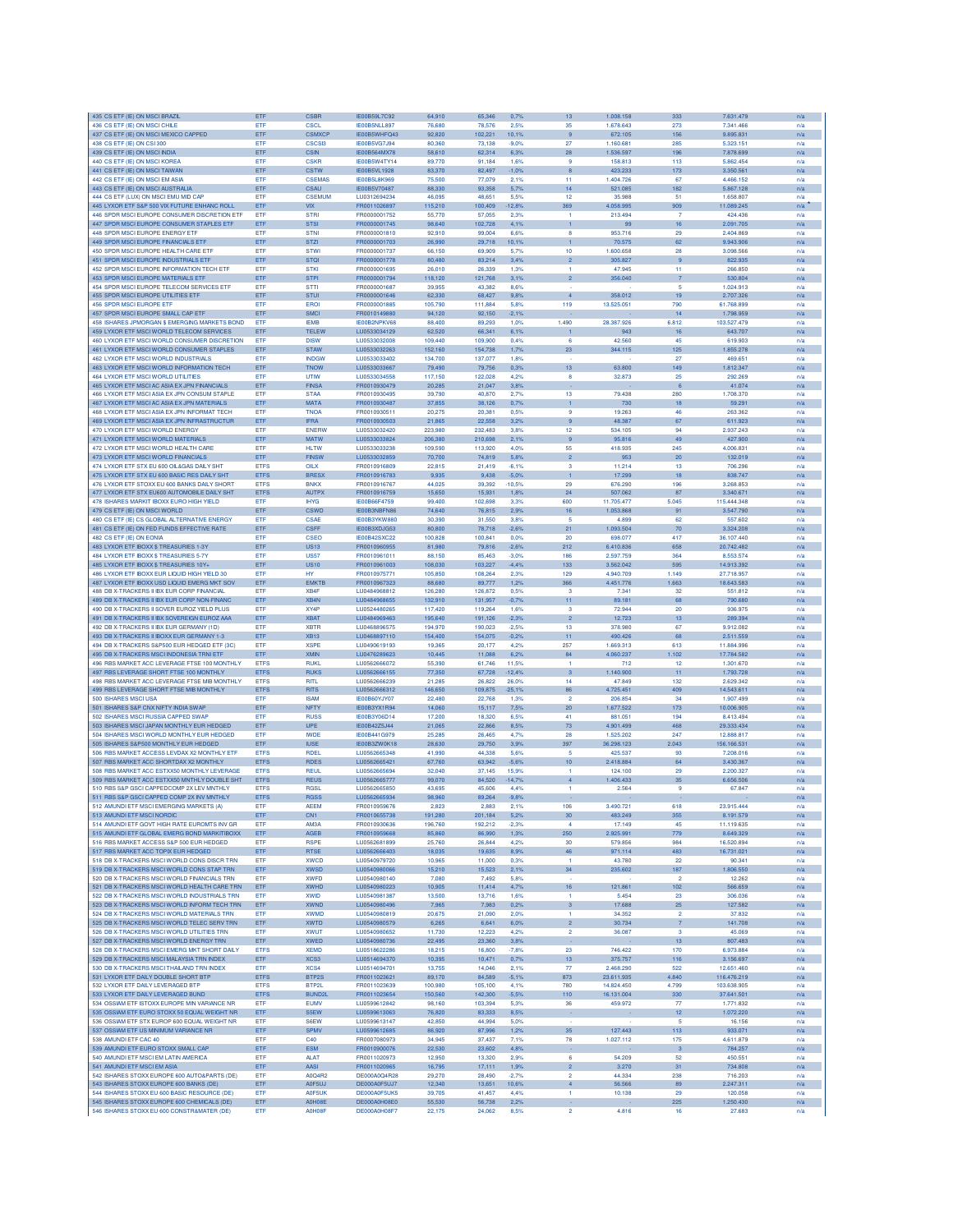| | | | | | | | | | | |
|---|---|---|---|---|---|---|---|---|---|---|
| 435 CS ETF (IE) ON MSCI BRAZIL | ETF | CSBR | IE00B59L7C92 | 64,910 | 65,346 | 0,7% | 13 | 1.008.158 | 333 | 7.631.479 | n/a |
| 436 CS ETF (IE) ON MSCI CHILE | ETF | CSCL | IE00B5NLL897 | 76,680 | 78,576 | 2,5% | 35 | 1.678.643 | 273 | 7.341.466 | n/a |
| 437 CS ETF (IE) ON MSCI MEXICO CAPPED | ETF | CSMXCP | IE00B5WHFQ43 | 92,820 | 102,221 | 10,1% | 9 | 672.105 | 156 | 9.895.831 | n/a |
| 438 CS ETF (IE) ON CSI300 | ETF | CSCSI3 | IE00B5VG7J94 | 80,360 | 73,138 | -9,0% | 27 | 1.160.681 | 285 | 5.323.151 | n/a |
| 439 CS ETF (IE) ON MSCI INDIA | ETF | CSIN | IE00B564MX78 | 58,610 | 62,314 | 6,3% | 28 | 1.536.597 | 196 | 7.878.699 | n/a |
| 440 CS ETF (IE) ON MSCI KOREA | ETF | CSKR | IE00B5W4TY14 | 89,770 | 91,184 | 1,6% | 9 | 158.813 | 113 | 5.862.454 | n/a |
| 441 CS ETF (IE) ON MSCI TAIWAN | ETF | CSTW | IE00B5VL1928 | 83,370 | 82,497 | -1,0% | 8 | 423.233 | 173 | 3.350.561 | n/a |
| 442 CS ETF (IE) ON MSCI EM ASIA | ETF | CSEMAS | IE00B5L8K969 | 75,500 | 77,079 | 2,1% | 11 | 1.404.726 | 67 | 4.466.152 | n/a |
| 443 CS ETF (IE) ON MSCI AUSTRALIA | ETF | CSAU | IE00B5V70487 | 88,330 | 93,358 | 5,7% | 14 | 521.085 | 182 | 5.867.128 | n/a |
| 444 CS ETF (LUX) ON MSCI EMU MID CAP | ETF | CSEMUM | LU0312694234 | 46,095 | 48,651 | 5,5% | 12 | 35.988 | 51 | 1.658.807 | n/a |
| 445 LYXOR ETF S&P 500 VIX FUTURE ENHANC ROLL | ETF | VIX | FR0011026897 | 115,210 | 100,409 | -12,8% | 369 | 4.058.995 | 909 | 11.089.245 | n/a |
| 446 SPDR MSCI EUROPE CONSUMER DISCRETION ETF | ETF | STRI | FR0000001752 | 55,770 | 57,055 | 2,3% | 1 | 213.494 | 7 | 424.436 | n/a |
| 447 SPDR MSCI EUROPE CONSUMER STAPLES ETF | ETF | STSI | FR0000001745 | 98,640 | 102,728 | 4,1% | 1 | 99 | 16 | 2.091.705 | n/a |
| 448 SPDR MSCI EUROPE ENERGY ETF | ETF | STNI | FR0000001810 | 92,910 | 99,004 | 6,6% | 8 | 953.716 | 29 | 2.404.869 | n/a |
| 449 SPDR MSCI EUROPE FINANCIALS ETF | ETF | STZI | FR0000001703 | 26,990 | 29,718 | 10,1% | 1 | 70.575 | 62 | 9.943.906 | n/a |
| 450 SPDR MSCI EUROPE HEALTH CARE ETF | ETF | STWI | FR0000001737 | 66,150 | 69,909 | 5,7% | 10 | 1.600.658 | 28 | 3.098.566 | n/a |
| 451 SPDR MSCI EUROPE INDUSTRIALS ETF | ETF | STQI | FR0000001778 | 80,480 | 83,214 | 3,4% | 2 | 305.827 | 9 | 822.935 | n/a |
| 452 SPDR MSCI EUROPE INFORMATION TECH ETF | ETF | STKI | FR0000001695 | 26,010 | 26,339 | 1,3% | 1 | 47.945 | 11 | 266.850 | n/a |
| 453 SPDR MSCI EUROPE MATERIALS ETF | ETF | STPI | FR0000001794 | 118,120 | 121,768 | 3,1% | 2 | 356.040 | 7 | 530.804 | n/a |
| 454 SPDR MSCI EUROPE TELECOM SERVICES ETF | ETF | STTI | FR0000001687 | 39,955 | 43,382 | 8,6% | - | - | 5 | 1.024.913 | n/a |
| 455 SPDR MSCI EUROPE UTILITIES ETF | ETF | STUI | FR0000001646 | 62,330 | 68,427 | 9,8% | 4 | 358.012 | 19 | 2.707.326 | n/a |
| 456 SPDR MSCI EUROPE ETF | ETF | EROI | FR0000001885 | 105,790 | 111,884 | 5,8% | 119 | 13.525.051 | 790 | 61.768.899 | n/a |
| 457 SPDR MSCI EUROPE SMALL CAP ETF | ETF | SMCI | FR0010149880 | 94,120 | 92,150 | -2,1% | - | - | 14 | 1.798.959 | n/a |
| 458 ISHARES JPMORGAN $ EMERGING MARKETS BOND | ETF | IEMB | IE00B2NPKV68 | 88,400 | 89,293 | 1,0% | 1.490 | 28.387.926 | 6.812 | 103.527.479 | n/a |
| 459 LYXOR ETF MSCI WORLD TELECOM SERVICES | ETF | TELEW | LU0533034129 | 62,520 | 66,341 | 6,1% | 1 | 943 | 16 | 643.707 | n/a |
| 460 LYXOR ETF MSCI WORLD CONSUMER DISCRETION | ETF | DISW | LU0533032008 | 109,440 | 109,900 | 0,4% | 6 | 42.560 | 45 | 619.903 | n/a |
| 461 LYXOR ETF MSCI WORLD CONSUMER STAPLES | ETF | STAW | LU0533032263 | 152,160 | 154,738 | 1,7% | 23 | 344.115 | 125 | 1.855.278 | n/a |
| 462 LYXOR ETF MSCI WORLD INDUSTRIALS | ETF | INDGW | LU0533033402 | 134,700 | 137,077 | 1,8% | - | - | 27 | 469.651 | n/a |
| 463 LYXOR ETF MSCI WORLD INFORMATION TECH | ETF | TNOW | LU0533033667 | 79,490 | 79,756 | 0,3% | 13 | 63.800 | 149 | 1.812.347 | n/a |
| 464 LYXOR ETF MSCI WORLD UTILITIES | ETF | UTIW | LU0533034558 | 117,150 | 122,028 | 4,2% | 8 | 32.873 | 25 | 292.269 | n/a |
| 465 LYXOR ETF MSCI AC ASIA EX JPN FINANCIALS | ETF | FINSA | FR0010930479 | 20,285 | 21,047 | 3,8% | - | - | 6 | 41.074 | n/a |
| 466 LYXOR ETF MSCI ASIA EX JPN CONSUM STAPLE | ETF | STAA | FR0010930495 | 39,790 | 40,870 | 2,7% | 13 | 79.438 | 280 | 1.708.370 | n/a |
| 467 LYXOR ETF MSCI AC ASIA EX JPN MATERIALS | ETF | MATA | FR0010930487 | 37,855 | 38,126 | 0,7% | 1 | 730 | 18 | 59.291 | n/a |
| 468 LYXOR ETF MSCI ASIA EX JPN INFORMAT TECH | ETF | TNOA | FR0010930511 | 20,275 | 20,381 | 0,5% | 9 | 19.263 | 46 | 263.362 | n/a |
| 469 LYXOR ETF MSCI ASIA EX JPN INFRASTRUCTUR | ETF | IFRA | FR0010930503 | 21,865 | 22,558 | 3,2% | 9 | 48.387 | 67 | 611.923 | n/a |
| 470 LYXOR ETF MSCI WORLD ENERGY | ETF | ENERW | LU0533032420 | 223,980 | 232,483 | 3,8% | 12 | 534.105 | 94 | 2.937.243 | n/a |
| 471 LYXOR ETF MSCI WORLD MATERIALS | ETF | MATW | LU0533033824 | 206,380 | 210,698 | 2,1% | 9 | 95.816 | 49 | 427.900 | n/a |
| 472 LYXOR ETF MSCI WORLD HEALTH CARE | ETF | HLTW | LU0533033238 | 109,590 | 113,920 | 4,0% | 55 | 418.935 | 245 | 4.006.831 | n/a |
| 473 LYXOR ETF MSCI WORLD FINANCIALS | ETF | FINSW | LU0533032859 | 70,700 | 74,819 | 5,8% | 2 | 953 | 20 | 132.019 | n/a |
| 474 LYXOR ETF STX EU 600 OIL&GAS DAILY SHT | ETFS | OILX | FR0010916809 | 22,815 | 21,419 | -6,1% | 3 | 11.214 | 13 | 706.296 | n/a |
| 475 LYXOR ETF STX EU 600 BASIC RES DAILY SHT | ETFS | BRESX | FR0010916783 | 9,935 | 9,438 | -5,0% | 1 | 17.299 | 18 | 838.747 | n/a |
| 476 LYXOR ETF STOXX EU 600 BANKS DAILY SHORT | ETFS | BNKX | FR0010916767 | 44,025 | 39,392 | -10,5% | 29 | 676.290 | 196 | 3.268.853 | n/a |
| 477 LYXOR ETF STX EU600 AUTOMOBILE DAILY SHT | ETFS | AUTPX | FR0010916759 | 15,650 | 15,931 | 1,8% | 24 | 507.062 | 87 | 3.340.671 | n/a |
| 478 ISHARES MARKIT IBOXX EURO HIGH YIELD | ETF | IHYG | IE00B66F4759 | 99,400 | 102,698 | 3,3% | 600 | 11.705.477 | 5.045 | 115.444.348 | n/a |
| 479 CS ETF (IE) ON MSCI WORLD | ETF | CSWD | IE00B3NBFN86 | 74,640 | 76,815 | 2,9% | 16 | 1.053.868 | 91 | 3.547.790 | n/a |
| 480 CS ETF (IE) CS GLOBAL ALTERNATIVE ENERGY | ETF | CSAE | IE00B3YKW880 | 30,390 | 31,550 | 3,8% | 5 | 4.899 | 62 | 557.602 | n/a |
| 481 CS ETF (IE) ON FED FUNDS EFFECTIVE RATE | ETF | CSFF | IE00B3XDJG53 | 80,800 | 78,718 | -2,6% | 21 | 1.093.504 | 70 | 3.324.208 | n/a |
| 482 CS ETF (IE) ON EONIA | ETF | CSEO | IE00B42SXC22 | 100,828 | 100,841 | 0,0% | 20 | 698.077 | 417 | 36.107.440 | n/a |
| 483 LYXOR ETF IBOXX $ TREASURIES 1-3Y | ETF | US13 | FR0010960955 | 81,980 | 79,816 | -2,6% | 212 | 6.410.836 | 658 | 20.742.482 | n/a |
| 484 LYXOR ETF IBOXX $ TREASURIES 5-7Y | ETF | US57 | FR0010961011 | 88,150 | 85,463 | -3,0% | 186 | 2.597.759 | 364 | 8.553.574 | n/a |
| 485 LYXOR ETF IBOXX $ TREASURIES 10Y+ | ETF | US10 | FR0010961003 | 108,030 | 103,227 | -4,4% | 133 | 3.562.042 | 595 | 14.913.392 | n/a |
| 486 LYXOR ETF IBOXX EUR LIQUID HIGH YIELD 30 | ETF | HY | FR0010975771 | 105,850 | 108,264 | 2,3% | 129 | 4.940.709 | 1.149 | 27.718.957 | n/a |
| 487 LYXOR ETF IBOXX USD LIQUID EMERG MKT SOV | ETF | EMKTB | FR0010967323 | 88,680 | 89,777 | 1,2% | 366 | 4.451.776 | 1.663 | 18.643.583 | n/a |
| 488 DB X-TRACKERS II IBX EUR CORP FINANCIAL | ETF | XB4F | LU0484968812 | 126,280 | 126,872 | 0,5% | 3 | 7.341 | 32 | 551.812 | n/a |
| 489 DB X-TRACKERS II IBX EUR CORP NON-FINANC | ETF | XB4N | LU0484968655 | 132,910 | 131,957 | -0,7% | 11 | 89.181 | 68 | 790.680 | n/a |
| 490 DB X-TRACKERS II SOVER EUROZ YIELD PLUS | ETF | XY4P | LU0524480265 | 117,420 | 119,264 | 1,6% | 3 | 72.944 | 20 | 936.975 | n/a |
| 491 DB X-TRACKERS II IBX SOVEREIGN EUROZ AAA | ETF | XBAT | LU0484969463 | 195,640 | 191,126 | -2,3% | 2 | 12.723 | 13 | 289.394 | n/a |
| 492 DB X-TRACKERS II IBX EUR GERMANY (1D) | ETF | XBTR | LU0468896575 | 194,970 | 190,023 | -2,5% | 13 | 378.980 | 67 | 9.912.082 | n/a |
| 493 DB X-TRACKERS II IBOXX EUR GERMANY 1-3 | ETF | XB13 | LU0468897110 | 154,400 | 154,075 | -0,2% | 11 | 490.426 | 68 | 2.511.559 | n/a |
| 494 DB X-TRACKERS S&P500 EUR HEDGED ETF (3C) | ETF | XSPE | LU0490619193 | 19,365 | 20,177 | 4,2% | 257 | 1.669.313 | 613 | 11.884.996 | n/a |
| 495 DB X-TRACKERS MSCI INDONESIA TRN ETF | ETF | XMIN | LU0476289623 | 10,445 | 11,088 | 6,2% | 84 | 4.060.237 | 1.102 | 17.784.582 | n/a |
| 496 RBS MARKET ACC LEVERAGE FTSE 100 MONTHLY | ETFS | RUKL | LU0562666072 | 55,390 | 61,746 | 11,5% | 1 | 712 | 12 | 1.301.670 | n/a |
| 497 RBS LEVERAGE SHORT FTSE 100 MONTHLY | ETFS | RUKS | LU0562666155 | 77,350 | 67,728 | -12,4% | 3 | 1.140.900 | 11 | 1.793.728 | n/a |
| 498 RBS MARKET ACC LEVERAGE FTSE MIB MONTHLY | ETFS | RITL | LU0562666239 | 21,285 | 26,822 | 26,0% | 14 | 47.849 | 132 | 2.629.342 | n/a |
| 499 RBS LEVERAGE SHORT FTSE MIB MONTHLY | ETFS | RITS | LU0562666312 | 146,650 | 109,875 | -25,1% | 86 | 4.725.451 | 409 | 14.543.611 | n/a |
| 500 ISHARES MSCI USA | ETF | ISAM | IE00B60YJY07 | 22,480 | 22,768 | 1,3% | 2 | 206.854 | 34 | 1.907.499 | n/a |
| 501 ISHARES S&P CNX NIFTY INDIA SWAP | ETF | NFTY | IE00B3YX1R94 | 14,060 | 15,117 | 7,5% | 20 | 1.677.522 | 173 | 10.006.905 | n/a |
| 502 ISHARES MSCI RUSSIA CAPPED SWAP | ETF | RUSS | IE00B3Y06D14 | 17,200 | 18,320 | 6,5% | 41 | 881.051 | 194 | 8.413.494 | n/a |
| 503 ISHARES MSCI JAPAN MONTHLY EUR HEDGED | ETF | IJPE | IE00B42Z5J44 | 21,065 | 22,866 | 8,5% | 73 | 4.901.499 | 468 | 29.333.434 | n/a |
| 504 ISHARES MSCI WORLD MONTHLY EUR HEDGED | ETF | IWDE | IE00B441G979 | 25,285 | 26,465 | 4,7% | 28 | 1.525.202 | 247 | 12.888.817 | n/a |
| 505 ISHARES S&P500 MONTHLY EUR HEDGED | ETF | IUSE | IE00B3ZW0K18 | 28,630 | 29,750 | 3,9% | 397 | 36.298.123 | 2.043 | 156.166.531 | n/a |
| 506 RBS MARKET ACCESS LEVDAX X2 MONTHLY ETF | ETFS | RDEL | LU0562665348 | 41,990 | 44,338 | 5,6% | 5 | 425.537 | 93 | 7.208.016 | n/a |
| 507 RBS MARKET ACC SHORTDAX X2 MONTHLY | ETFS | RDES | LU0562665421 | 67,760 | 63,942 | -5,6% | 10 | 2.418.884 | 64 | 3.430.367 | n/a |
| 508 RBS MARKET ACC ESTXX50 MONTHLY LEVERAGE | ETFS | REUL | LU0562665694 | 32,040 | 37,145 | 15,9% | 1 | 124.100 | 29 | 2.200.327 | n/a |
| 509 RBS MARKET ACC ESTXX50 MNTHLY DOUBLE SHT | ETFS | REUS | LU0562665777 | 99,070 | 84,520 | -14,7% | 4 | 1.406.433 | 35 | 6.656.506 | n/a |
| 510 RBS S&P GSCI CAPPEDCOMP 2X LEV MNTHLY | ETFS | RGSL | LU0562665850 | 43,695 | 45,606 | 4,4% | 1 | 2.564 | 9 | 67.847 | n/a |
| 511 RBS S&P GSCI CAPPED COMP 2X INV MNTHLY | ETFS | RGSS | LU0562665934 | 98,960 | 89,264 | -9,8% | - | - | - | - | n/a |
| 512 AMUNDI ETF MSCI EMERGING MARKETS (A) | ETF | AEEM | FR0010959676 | 2,823 | 2,883 | 2,1% | 106 | 3.490.721 | 618 | 23.915.444 | n/a |
| 513 AMUNDI ETF MSCI NORDIC | ETF | CN1 | FR0010655738 | 191,280 | 201,184 | 5,2% | 30 | 483.249 | 355 | 8.191.579 | n/a |
| 514 AMUNDI ETF GOVT HIGH RATE EUROMTS INV GR | ETF | AM3A | FR0010930636 | 196,760 | 192,212 | -2,3% | 4 | 17.149 | 45 | 11.119.635 | n/a |
| 515 AMUNDI ETF GLOBAL EMERG BOND MARKITIBOXX | ETF | AGEB | FR0010959668 | 85,860 | 86,990 | 1,3% | 250 | 2.925.991 | 779 | 8.649.329 | n/a |
| 516 RBS MARKET ACCESS S&P 500 EUR HEDGED | ETF | RSPE | LU0562681899 | 25,760 | 26,844 | 4,2% | 30 | 579.856 | 984 | 16.520.894 | n/a |
| 517 RBS MARKET ACC TOPIX EUR HEDGED | ETF | RTSE | LU0562666403 | 18,035 | 19,635 | 8,9% | 46 | 971.114 | 483 | 16.731.021 | n/a |
| 518 DB X-TRACKERS MSCI WORLD CONS DISCR TRN | ETF | XWCD | LU0540979720 | 10,965 | 11,000 | 0,3% | 1 | 43.780 | 22 | 90.341 | n/a |
| 519 DB X-TRACKERS MSCI WORLD CONS STAP TRN | ETF | XWSD | LU0540980066 | 15,210 | 15,523 | 2,1% | 34 | 235.602 | 187 | 1.806.550 | n/a |
| 520 DB X-TRACKERS MSCI WORLD FINANCIALS TRN | ETF | XWFD | LU0540980140 | 7,080 | 7,492 | 5,8% | - | - | 2 | 12.262 | n/a |
| 521 DB X-TRACKERS MSCI WORLD HEALTH CARE TRN | ETF | XWHD | LU0540980223 | 10,905 | 11,414 | 4,7% | 16 | 121.661 | 102 | 566.659 | n/a |
| 522 DB X-TRACKERS MSCI WORLD INDUSTRIALS TRN | ETF | XWID | LU0540981387 | 13,500 | 13,716 | 1,6% | 1 | 5.454 | 23 | 306.036 | n/a |
| 523 DB X-TRACKERS MSCI WORLD INFORM TECH TRN | ETF | XWND | LU0540980496 | 7,965 | 7,983 | 0,2% | 3 | 17.688 | 25 | 127.582 | n/a |
| 524 DB X-TRACKERS MSCI WORLD MATERIALS TRN | ETF | XWMD | LU0540980819 | 20,675 | 21,090 | 2,0% | 1 | 34.352 | 2 | 37.832 | n/a |
| 525 DB X-TRACKERS MSCI WORLD TELEC SERV TRN | ETF | XWTD | LU0540980579 | 6,265 | 6,641 | 6,0% | 2 | 30.734 | 7 | 141.708 | n/a |
| 526 DB X-TRACKERS MSCI WORLD UTILITIES TRN | ETF | XWUT | LU0540980652 | 11,730 | 12,223 | 4,2% | 2 | 36.087 | 3 | 45.069 | n/a |
| 527 DB X-TRACKERS MSCI WORLD ENERGY TRN | ETF | XWED | LU0540980736 | 22,495 | 23,360 | 3,8% | - | - | 13 | 807.483 | n/a |
| 528 DB X-TRACKERS MSCI EMERG MKT SHORT DAILY | ETFS | XEMD | LU0518622286 | 18,215 | 16,800 | -7,8% | 23 | 746.422 | 170 | 6.973.884 | n/a |
| 529 DB X-TRACKERS MSCI MALAYSIA TRN INDEX | ETF | XCS3 | LU0514694370 | 10,395 | 10,471 | 0,7% | 13 | 375.757 | 116 | 3.156.697 | n/a |
| 530 DB X-TRACKERS MSCI THAILAND TRN INDEX | ETF | XCS4 | LU0514694701 | 13,755 | 14,046 | 2,1% | 77 | 2.468.290 | 522 | 12.651.460 | n/a |
| 531 LYXOR ETF DAILY DOUBLE SHORT BTP | ETFS | BTP2S | FR0011023621 | 89,170 | 84,589 | -5,1% | 873 | 23.611.935 | 4.840 | 116.476.219 | n/a |
| 532 LYXOR ETF DAILY LEVERAGED BTP | ETFS | BTP2L | FR0011023639 | 100,980 | 105,100 | 4,1% | 780 | 14.824.450 | 4.799 | 103.638.905 | n/a |
| 533 LYXOR ETF DAILY LEVERAGED BUND | ETFS | BUND2L | FR0011023654 | 150,560 | 142,300 | -5,5% | 110 | 16.131.004 | 330 | 37.641.501 | n/a |
| 534 OSSIAM ETF ISTOXX EUROPE MIN VARIANCE NR | ETF | EUMV | LU0599612842 | 98,160 | 103,394 | 5,3% | 36 | 459.972 | 77 | 1.771.832 | n/a |
| 535 OSSIAM ETF EURO STOXX 50 EQUAL WEIGHT NR | ETF | S5EW | LU0599613063 | 76,820 | 83,333 | 8,5% | - | - | 12 | 1.072.220 | n/a |
| 536 OSSIAM ETF STX EUROP 600 EQUAL WEIGHT NR | ETF | S6EW | LU0599613147 | 42,850 | 44,994 | 5,0% | - | - | 5 | 16.156 | n/a |
| 537 OSSIAM ETF US MINIMUM VARIANCE NR | ETF | SPMV | LU0599612685 | 86,920 | 87,996 | 1,2% | 35 | 127.443 | 113 | 933.071 | n/a |
| 538 AMUNDI ETF CAC 40 | ETF | C40 | FR0007080973 | 34,945 | 37,437 | 7,1% | 78 | 1.027.112 | 175 | 4.611.879 | n/a |
| 539 AMUNDI ETF EURO STOXX SMALL CAP | ETF | ESM | FR0010900076 | 22,530 | 23,602 | 4,8% | - | - | 3 | 784.257 | n/a |
| 540 AMUNDI ETF MSCI EM LATIN AMERICA | ETF | ALAT | FR0011020973 | 12,950 | 13,320 | 2,9% | 6 | 54.209 | 52 | 450.551 | n/a |
| 541 AMUNDI ETF MSCI EM ASIA | ETF | AASI | FR0011020965 | 16,795 | 17,111 | 1,9% | 2 | 3.270 | 31 | 734.809 | n/a |
| 542 ISHARES STOXX EUROPE 600 AUTO&PARTS (DE) | ETF | A0Q4R2 | DE000A0Q4R28 | 29,270 | 28,490 | -2,7% | 2 | 44.334 | 238 | 716.203 | n/a |
| 543 ISHARES STOXX EUROPE 600 BANKS (DE) | ETF | A0F5UJ | DE000A0F5UJ7 | 12,340 | 13,651 | 10,6% | 4 | 56.566 | 89 | 2.247.311 | n/a |
| 544 ISHARES STOXX EU 600 BASIC RESOURCE (DE) | ETF | A0F5UK | DE000A0F5UK5 | 39,705 | 41,457 | 4,4% | 1 | 10.138 | 29 | 120.058 | n/a |
| 545 ISHARES STOXX EUROPE 600 CHEMICALS (DE) | ETF | A0H08E | DE000A0H08E0 | 55,530 | 56,738 | 2,2% | - | - | 225 | 1.250.430 | n/a |
| 546 ISHARES STOXX EU 600 CONSTR&MATER (DE) | ETF | A0H08F | DE000A0H08F7 | 22,175 | 24,062 | 8,5% | 2 | 4.816 | 16 | 27.683 | n/a |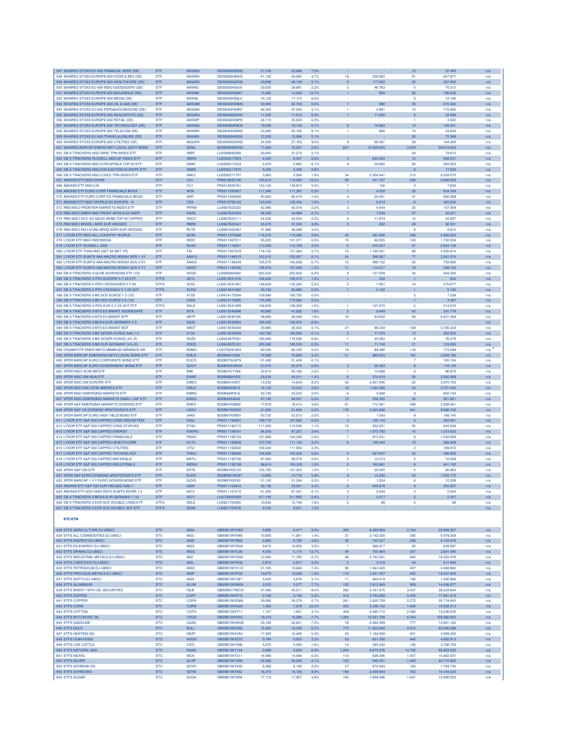| | | | | | | | | | | | |
|---|---|---|---|---|---|---|---|---|---|---|---|
| 547 ISHARES STOXX EU 600 FINANCIAL SERV (DE) | ETF | A0H08G | DE000A0H08G5 | 21,100 | 22,888 | 7,5% | - | - | 15 | 37.490 | n/a |
| 548 ISHARES STOXX EUROPE 600 FOOD & BEV (DE) | ETF | A0H08H | DE000A0H08H3 | 41,150 | 43,065 | 4,7% | 18 | 328.862 | 81 | 637.877 | n/a |
| 549 ISHARES STOXX EUROPE 600 HEALTHCARE (DE) | ETF | A0Q4R3 | DE000A0Q4R36 | 43,890 | 46,138 | 5,1% | 5 | 177.922 | 35 | 327.060 | n/a |
| 550 ISHARES STOXX EU 600 INDU GOOD&SERV (DE) | ETF | A0H08J | DE000A0H08J9 | 29,035 | 29,681 | 2,2% | 2 | 46.783 | 5 | 75.315 | n/a |
| 551 ISHARES STOXX EUROPE 600 INSURANCE (DE) | ETF | A0H08K | DE000A0H08K7 | 13,485 | 14,929 | 10,7% | 1 | 858 | 26 | 766.030 | n/a |
| 552 ISHARES STOXX EUROPE 600 MEDIA (DE) | ETF | A0H08L | DE000A0H08L5 | 16,120 | 17,173 | 6,5% | - | - | 5 | 12.190 | n/a |
| 553 ISHARES STOXX EUROPE 600 OIL & GAS (DE) | ETF | A0H08M | DE000A0H08M3 | 30,900 | 32,703 | 5,8% | 1 | 990 | 35 | 615.930 | n/a |
| 554 ISHARES STOXX EU 600 PERS&HOUSEGOOD (DE) | ETF | A0H08N | DE000A0H08N1 | 46,555 | 47,523 | 2,1% | 1 | 4.861 | 12 | 715.060 | n/a |
| 555 ISHARES STOXX EUROPE 600 REALESTATE (DE) | ETF | A0Q4R4 | DE000A0Q4R44 | 11,345 | 11,910 | 5,0% | 1 | 11.600 | 5 | 23.999 | n/a |
| 556 ISHARES STOXX EUROPE 600 RETAIL (DE) | ETF | A0H08P | DE000A0H08P6 | 24,110 | 25,630 | 6,3% | - | - | 1 | 3.582 | n/a |
| 557 ISHARES STOXX EUROPE 600 TECHNOLOGY (DE) | ETF | A0H08Q | DE000A0H08Q4 | 19,030 | 19,154 | 0,7% | 6 | 74.883 | 10 | 120.421 | n/a |
| 558 ISHARES STOXX EUROPE 600 TELECOM (DE) | ETF | A0H08R | DE000A0H08R2 | 23,285 | 25,165 | 8,1% | 1 | 880 | 13 | 24.834 | n/a |
| 559 ISHARES STOXX EU 600 TRAVEL&LEISURE (DE) | ETF | A0H08S | DE000A0H08S0 | 12,330 | 12,956 | 5,1% | - | - | 55 | 72.368 | n/a |
| 560 ISHARES STOXX EUROPE 600 UTILITIES (DE) | ETF | A0Q4R0 | DE000A0Q4R02 | 24,830 | 27,183 | 9,5% | 8 | 66.391 | 29 | 144.366 | n/a |
| 561 ISHARES BARCAP EMERG MKT LOCAL GOVT BOND | ETF | SEML | IE00B5M4WH52 | 71,840 | 72,257 | 0,6% | 607 | 10.428.625 | 3.554 | 59.614.643 | n/a |
| 562 DB X-TRACKERS MSCI BRIC TRN INDEX ETF | ETF | XBRI | LU0589685956 | 30,645 | 31,274 | 2,1% | - | - | 24 | 74.615 | n/a |
| 563 DB X-TRACKERS RUSSELL MIDCAP INDEX ETF | ETF | XMKR | LU0592217953 | 8,405 | 8,457 | 0,6% | 3 | 623.000 | 15 | 699.531 | n/a |
| 564 DB X-TRACKERS MSCI EFM AFRICA TOP 50 ETF | ETF | XMAF | LU0592217524 | 5,870 | 5,862 | -0,1% | 8 | 20.892 | 93 | 263.052 | n/a |
| 565 DB X-TRACKERS MSCI EM EASTERN EUROPE ETF | ETF | XMEE | LU0592217870 | 5,045 | 5,490 | 8,8% | - | - | 6 | 17.932 | n/a |
| 566 DB X-TRACKERS MSCI CHILE TRN INDEX ETF | ETF | XMCL | LU0592217797 | 3,865 | 3,936 | 1,8% | 34 | 2.304.041 | 213 | 8.028.070 | n/a |
| 567 AMUNDI ETF MSCI SPAIN | ETF | CS1 | FR0010655746 | 100,610 | 119,005 | 18,3% | 86 | 431.707 | 238 | 2.608.539 | n/a |
| 568 AMUNDI ETF MSCI UK | ETF | CU1 | FR0010655761 | 123,120 | 129,873 | 5,5% | 1 | 126 | 3 | 7.630 | n/a |
| 569 AMUNDI ETF EURO CORP FINANCIALS IBOXX | ETF | AFIN | FR0011020957 | 111,040 | 111,387 | 0,3% | 1 | 4.220 | 22 | 634.358 | n/a |
| 570 AMUNDI ETF EURO CORP EX FINANCIALS IBOXX | ETF | AXFI | FR0011020940 | 93,820 | 92,519 | -1,4% | 4 | 29.301 | 31 | 930.289 | n/a |
| 571 AMUNDI ETF MSCI WORLD EX EUROPE - A | ETF | CE8 | FR0010756122 | 123,240 | 125,494 | 1,8% | 1 | 6.219 | 6 | 425.240 | n/a |
| 572 RBS MSCI FRONTIER MARKETS INDEX ETF | ETF | RFRM | LU0667622202 | 42,980 | 42,018 | -2,2% | 2 | 4.644 | 25 | 157.959 | n/a |
| 573 RBS MSCI EMER AND FRONT AFRICA EX SAFR | ETF | RAXS | LU0667622384 | 46,250 | 44,989 | -2,7% | 7 | 7.539 | 27 | 42.221 | n/a |
| 574 RBS MSCI GCC EX SAUDI ARAB TOP 50 CAPPED | ETF | RGCC | LU0667622111 | 44,030 | 43,043 | -2,2% | 2 | 11.074 | 14 | 32.607 | n/a |
| 575 RBS MSCI BRAZIL (ADR) EUR HEDGED | ETF | RBRE | LU0667622541 | 35,675 | 37,033 | 3,8% | 2 | 302 | 29 | 92.231 | n/a |
| 576 RBS MSCI EM LATAM (BRAZ ADR) EUR HEDGED | ETF | RLTE | LU0667622467 | 37,990 | 39,298 | 3,4% | - | - | 6 | 8.812 | n/a |
| 577 LYXOR ETF MSCI ALL COUNTRY WORLD | ETF | ACWI | FR0011079466 | 116,270 | 119,285 | 2,6% | 42 | 391.656 | 546 | 5.982.953 | n/a |
| 578 LYXOR ETF MSCI INDONESIA | ETF | INDO | FR0011067511 | 95,220 | 101,377 | 6,5% | 15 | 66.555 | 130 | 1.730.534 | n/a |
| 579 LYXOR ETF RUSSELL 2000 | ETF | RUS2 | FR0011119221 | 113,330 | 116,759 | 3,0% | 8 | 415.327 | 47 | 2.654.158 | n/a |
| 580 LYXOR ETF THAILAND (SET 50 NET TR) | ETF | TAI | FR0011067529 | 118,150 | 121,384 | 2,7% | 15 | 1.160.421 | 89 | 3.505.814 | n/a |
| 581 LYXOR ETF EUMTS AAA MACRO-WEIGH GOV 1-3Y | ETF | AAA13 | FR0011146315 | 102,210 | 102,067 | -0,1% | 24 | 568.267 | 77 | 2.041.074 | n/a |
| 582 LYXOR ETF EUMTS AAA MACRO-WEIGH GOV 3-5Y | ETF | AAA35 | FR0011146349 | 105,570 | 104,838 | -0,7% | 12 | 488.132 | 20 | 753.860 | n/a |
| 583 LYXOR ETF EUMTS AAA MACRO-WEIGH GOV 5-7Y | ETF | AAA57 | FR0011146356 | 108,470 | 107,029 | -1,3% | 11 | 114.217 | 18 | 248.153 | n/a |
| 584 DB X-TRACKERS II GLOB SOVEREIGN ETF (1D) | ETF | XGVD | LU0690964092 | 203,520 | 202,933 | -0,3% | 9 | 137.509 | 34 | 404.205 | n/a |
| 585 DB X-TRACKERS II ITRX EUROPE 5-Y 2X ETF | ETFS | XETL | LU0613541316 | 104,420 | 106,072 | 1,6% | 1 | 522 | 1 | 522 | n/a |
| 586 DB X-TRACKERS II ITRX CROSSOVER 5-Y 2X | ETFS | XCDL | LU0613541407 | 128,630 | 135,350 | 5,2% | 2 | 7.957 | 14 | 270.677 | n/a |
| 587 DB X-TRACKERS II ITRX CROSSOV 5-Y 2X SHT | ETFS | XCDS | LU0613541662 | 59,790 | 56,680 | -5,2% | 1 | 5.192 | 1 | 5.192 | n/a |
| 588 DB X-TRACKERS II IBX SOV EUROZ 1-3 (1D) | ETF | X13D | LU0614173549 | 159,880 | 160,705 | 0,5% | - | - | 2 | 7.239 | n/a |
| 589 DB X-TRACKERS II IBX SOV EUROZ 3-5 (1D) | ETF | X35D | LU0614173895 | 175,390 | 175,960 | 0,3% | - | - | 1 | 3.497 | n/a |
| 590 DB X-TRACKERS II ITRX EUR 5-Y 2X SHT ETF | ETFS | XELS | LU0613541589 | 108,020 | 106,309 | -1,6% | 1 | 107.670 | 2 | 214.570 | n/a |
| 591 DB X-TRACKERS II MTS EX-BANKIT AGGREGATE | ETF | XITA | LU0613540698 | 40,980 | 41,626 | 1,6% | 3 | 9.449 | 43 | 291.779 | n/a |
| 592 DB X-TRACKERS II MTS EX-BANKIT BTP | ETF | XBTP | LU0613540185 | 48,685 | 49,446 | 1,6% | 10 | 93.620 | 92 | 6.431.368 | n/a |
| 593 DB X-TRACKERS II IBOXX EUR GERMANY 3-5 | ETF | XG35 | LU0613540854 | 185,450 | 183,975 | -0,8% | - | - | - | - | n/a |
| 594 DB X-TRACKERS II MTS EX-BANKIT BOT | ETF | XBOT | LU0613540268 | 30,885 | 30,923 | 0,1% | 27 | 96.339 | 129 | 3.726.320 | n/a |
| 595 DB X-TRACKERS II IBX SOVER EUROZ AAA 1-3 | ETF | X13A | LU0613540938 | 160,700 | 160,506 | -0,1% | 2 | 17.979 | 12 | 282.835 | n/a |
| 596 DB X-TRACKERS II IBX SOVER EUROZ (4%-D) | ETF | XEZD | LU0643975591 | 180,940 | 179,536 | -0,8% | 1 | 45.583 | 8 | 76.479 | n/a |
| 597 DB X-TRACKERS II IBX EUR GERMANY (4%-D) | ETF | XDED | LU0643975161 | 200,580 | 195,539 | -2,5% | 11 | 71.740 | 21 | 123.595 | n/a |
| 598 OSSIAM ETF EMER MKTS MINIMUM VARIANCE NR | ETF | EMMV | LU0705291903 | 80,530 | 82,330 | 2,2% | 16 | 89.490 | 118 | 773.589 | n/a * |
| 599 SPDR BARCAP EMERGING MKTS LOCAL BOND ETF | ETF | EMLD | IE00B4613386 | 74,080 | 75,869 | 2,4% | 51 | 999.503 | 105 | 2.563.796 | n/a |
| 600 SPDR BARCAP EURO CORPORATE BOND ETF | ETF | EUCO | IE00B3T9LM79 | 51,490 | 51,428 | -0,1% | - | - | 7 | 165.154 | n/a |
| 601 SPDR BARCAP EURO GOVERNMENT BOND ETF | ETF | GOVY | IE00B3S5XW04 | 53,010 | 52,570 | -0,8% | 3 | 20.463 | 6 | 118.143 | n/a |
| 602 SPDR MSCI ACWI IMI ETF | ETF | IMIE | IE00B3YLTY66 | 53,810 | 55,166 | 2,5% | 1 | 10.068 | 6 | 86.870 | n/a |
| 603 SPDR MSCI EM ASIA ETF | ETF | EMAE | IE00B466KX20 | 33,530 | 34,011 | 1,4% | 6 | 374.619 | 26 | 2.582.089 | n/a |
| 604 SPDR MSCI EM EUROPE ETF | ETF | EMEO | IE00B431K857 | 13,530 | 14,634 | 8,2% | 43 | 2.837.845 | 62 | 3.975.750 | n/a |
| 605 SPDR MSCI EM LATIN AMERICA ETF | ETF | EMLA | IE00B454X613 | 16,120 | 16,533 | 2,6% | 18 | 1.044.300 | 34 | 2.751.545 | n/a |
| 606 SPDR MSCI EMERGING MARKETS ETF | ETF | EMRG | IE00B469F816 | 32,730 | 33,532 | 2,5% | 4 | 3.408 | 9 | 855.154 | n/a |
| 607 SPDR MSCI EMERGING MARKETS SMALL CAP ETF | ETF | EMSD | IE00B48X4842 | 47,120 | 48,041 | 2,0% | 10 | 256.305 | 35 | 921.801 | n/a |
| 608 SPDR S&P EMERGING MARKETS DIVIDEND ETF | ETF | EMDV | IE00B6YX5B26 | 17,870 | 18,413 | 3,0% | 61 | 712.361 | 308 | 2.399.561 | n/a |
| 609 SPDR S&P US DIVIDEND ARISTOCRATS ETF | ETF | USDV | IE00B6YX5D40 | 21,650 | 21,694 | 0,2% | 178 | 3.533.946 | 441 | 8.066.740 | n/a |
| 610 SPDR BARCAP EURO HIGH YIELD BOND ETF | ETF | JNKE | IE00B6YX5M31 | 50,730 | 52,013 | 2,5% | 1 | 1.043 | 9 | 189.745 | n/a |
| 611 LYXOR ETF S&P 500 CAPPED CONS DISCRETION | ETF | DISU | FR0011192681 | 108,170 | 107,592 | -0,5% | 3 | 192.144 | 5 | 363.061 | n/a |
| 612 LYXOR ETF S&P 500 CAPPED CONS STAPLES | ETF | STAU | FR0011192715 | 111,350 | 112,536 | 1,1% | 15 | 252.021 | 52 | 643.038 | n/a |
| 613 LYXOR ETF S&P 500 CAPPED ENERGY | ETF | ENERU | FR0011158161 | 94,030 | 97,207 | 3,4% | 7 | 1.073.792 | 10 | 1.313.633 | n/a |
| 614 LYXOR ETF S&P 500 CAPPED FINANCIALS | ETF | FINSU | FR0011192723 | 101,860 | 104,336 | 2,4% | 7 | 913.231 | 9 | 1.032.609 | n/a |
| 615 LYXOR ETF S&P 500 CAPPED HEALTH CARE | ETF | HLTU | FR0011192848 | 107,720 | 111,133 | 3,2% | 6 | 188.449 | 10 | 368.449 | n/a |
| 616 LYXOR ETF S&P 500 CAPPED UTILITIES | ETF | UTIU | FR0011192822 | 109,440 | 111,950 | 2,3% | - | - | 2 | 169.972 | n/a |
| 617 LYXOR ETF S&P 500 CAPPED TECHNOLOGY | ETF | TNOU | FR0011192806 | 104,820 | 105,429 | 0,6% | 5 | 367.647 | 23 | 406.895 | n/a |
| 618 LYXOR ETF S&P 500 CAPPED MATERIALS | ETF | MATU | FR0011192780 | 97,060 | 99,578 | 2,6% | 2 | 10.074 | 3 | 10.558 | n/a |
| 619 LYXOR ETF S&P 500 CAPPED INDUSTRIALS | ETF | INDGU | FR0011192749 | 98,810 | 100,329 | 1,5% | 2 | 160.681 | 6 | 441.192 | n/a |
| 620 SPDR S&P 500 ETF | ETF | SPY5 | IE00B6YX5C33 | 105,720 | 107,025 | 1,2% | 1 | 20.035 | 5 | 80.963 | n/a |
| 621 SPDR S&P EURO DIVIDEND ARISTOCRATS ETF | ETF | EUDV | IE00B5M1WJ87 | 13,895 | 14,716 | 5,9% | 9 | 15.330 | 53 | 1.563.172 | n/a |
| 622 SPDR BARCAP 1-3 Y EURO GOVERN BOND ETF | ETF | GOVS | IE00B6YX5F63 | 51,150 | 51,294 | 0,3% | 1 | 1.024 | 6 | 12.328 | n/a |
| 623 AMUNDI ETF S&P 500 EUR HEDGED DAILY | ETF | 500H | FR0011133644 | 32,130 | 33,501 | 4,3% | 6 | 248.678 | 9 | 255.007 | n/a |
| 624 AMUNDI ETF GOV HIGH RATE EUMTS INVGR 1-3 | ETF | AA13 | FR0011161215 | 81,450 | 81,341 | -0,1% | 3 | 5.044 | 3 | 5.044 | n/a |
| 625 DB X-TRACKERS II IBOXX EUR GERMANY 7-10 | ETF | XG71 | LU0730820569 | 217,190 | 211,895 | -2,4% | 1 | 3.217 | 2 | 5.347 | n/a |
| 626 DB X-TRACKERS II EUR SOV DOUBLE LONG ETF | ETFS | XDLE | LU0621755080 | 10,920 | 10,749 | -1,6% | 2 | 88 | 2 | 88 | n/a |
| 627 DB X-TRACKERS II EUR SOV DOUBLE SHT ETF | ETFS | XDXE | LU0621755676 | 9,100 | 9,221 | 1,3% | - | - | - | - | n/a |

**ETC/ETN**

| | | | | | | | | | | | |
|---|---|---|---|---|---|---|---|---|---|---|---|
| 628 ETFS AGRICULTURE DJ-UBSCI | ETC | AIGA | GB00B15KYH63 | 5,885 | 6,471 | 9,9% | 305 | 9.389.069 | 2.164 | 32.858.367 | n/a |
| 629 ETFS ALL COMMODITIES DJ-UBSCI | ETC | AIGC | GB00B15KY989 | 10,905 | 11,061 | 1,4% | 27 | 2.142.330 | 280 | 5.979.339 | n/a |
| 630 ETFS ENERGY DJ-UBSCI | ETC | AIGE | GB00B15KYB02 | 6,960 | 6,708 | -3,6% | 30 | 142.427 | 200 | 6.743.478 | n/a |
| 631 ETFS EX-ENERGY DJ-UBSCI | ETC | AIGX | GB00B15KYD26 | 9,670 | 10,005 | 3,5% | 1 | 266.917 | 20 | 639.587 | n/a |
| 632 ETFS GRAINS DJ-UBSCI | ETC | AIGG | GB00B15KYL00 | 4,550 | 5,174 | 13,7% | 99 | 705.484 | 267 | 2.691.490 | n/a |
| 633 ETFS INDUSTRIAL METALS DJ-UBSCI | ETC | AIGI | GB00B15KYG56 | 12,085 | 11,760 | -2,7% | 48 | 2.742.561 | 664 | 16.352.478 | n/a |
| 634 ETFS LIVESTOCK DJ-UBSCI | ETC | AIGL | GB00B15KYK92 | 2,910 | 2,917 | 0,2% | 3 | 3.318 | 44 | 417.894 | n/a |
| 635 ETFS PETROLEUM DJ-UBSCI | ETC | AIGO | GB00B15KYC19 | 21,185 | 19,626 | -7,4% | 93 | 1.343.435 | 407 | 4.568.862 | n/a |
| 636 ETFS PRECIOUS METALS DJ-UBSCI | ETC | AIGP | GB00B15KYF40 | 19,675 | 19,392 | -1,4% | 114 | 2.431.357 | 402 | 18.327.803 | n/a |
| 637 ETFS SOFTS DJ-UBSCI | ETC | AIGS | GB00B15KYJ87 | 5,505 | 5,676 | 3,1% | 11 | 284.019 | 106 | 1.030.966 | n/a |
| 638 ETFS ALUMINIUM | ETC | ALUM | GB00B15KXN58 | 3,553 | 3,277 | -7,7% | 152 | 2.812.893 | 909 | 14.436.877 | n/a |
| 639 ETFS BRENT 1MTH OIL SECURITIES | ETC | OILB | GB00B0CTWC01 | 47,485 | 43,511 | -8,4% | 282 | 4.167.475 | 3.437 | 38.233.644 | n/a |
| 640 ETFS COFFEE | ETC | COFF | GB00B15KXP72 | 2,188 | 2,193 | 0,2% | 416 | 5.783.288 | 2.455 | 17.461.018 | n/a |
| 641 ETFS COPPER | ETC | COPA | GB00B15KXQ89 | 29,080 | 29,279 | 0,7% | 281 | 2.825.739 | 2.272 | 35.718.843 | n/a |
| 642 ETFS CORN | ETC | CORN | GB00B15KXS04 | 1,365 | 1,670 | 22,3% | 453 | 3.358.102 | 1.948 | 16.550.213 | n/a |
| 643 ETFS COTTON | ETC | COTN | GB00B15KXT11 | 1,747 | 1,801 | 3,1% | 448 | 2.085.710 | 2.580 | 19.236.035 | n/a |
| 644 ETFS WTI CRUDE OIL | ETC | CRUD | GB00B15KXV33 | 18,410 | 16,986 | -7,7% | 1.284 | 15.031.708 | 6.043 | 108.966.953 | n/a |
| 645 ETFS GASOLINE | ETC | UGAS | GB00B15KXW40 | 35,100 | 32,631 | -7,0% | 76 | 2.464.389 | 777 | 12.891.182 | n/a |
| 646 ETFS GOLD | ETC | BULL | GB00B15KXX56 | 16,450 | 16,328 | -0,7% | 773 | 11.822.840 | 4.910 | 65.466.586 | n/a |
| 647 ETFS HEATING OIL | ETC | HEAT | GB00B15KXY63 | 17,400 | 16,485 | -5,3% | 52 | 1.184.508 | 401 | 3.958.300 | n/a |
| 648 ETFS LEAN HOGS | ETC | HOGS | GB00B15KXZ70 | 0,794 | 0,820 | 3,3% | 63 | 651.330 | 446 | 4.992.913 | n/a |
| 649 ETFS LIVE CATTLE | ETC | CATL | GB00B15KY096 | 5,675 | 5,585 | -1,6% | 14 | 283.442 | 194 | 3.766.759 | n/a |
| 650 ETFS NATURAL GAS | ETC | NGAS | GB00B15KY104 | 0,088 | 0,094 | 6,9% | 1.204 | 8.673.276 | 14.792 | 85.653.535 | n/a |
| 651 ETFS NICKEL | ETC | NICK | GB00B15KY211 | 14,990 | 14,946 | -0,3% | 110 | 826.346 | 1.457 | 15.462.547 | n/a |
| 652 ETFS SILVER | ETC | SLVR | GB00B15KY328 | 25,365 | 24,330 | -4,1% | 122 | 946.331 | 1.440 | 24.715.805 | n/a |
| 653 ETFS SOYBEAN OIL | ETC | SOYO | GB00B15KY435 | 6,060 | 6,195 | 2,2% | 27 | 274.344 | 152 | 1.749.734 | n/a |
| 654 ETFS SOYBEANS | ETC | SOYB | GB00B15KY542 | 16,470 | 18,100 | 9,9% | 180 | 2.459.944 | 762 | 10.144.533 | n/a |
| 655 ETFS SUGAR | ETC | SUGA | GB00B15KY658 | 17,115 | 17,957 | 4,9% | 185 | 1.609.496 | 1.687 | 12.900.053 | n/a |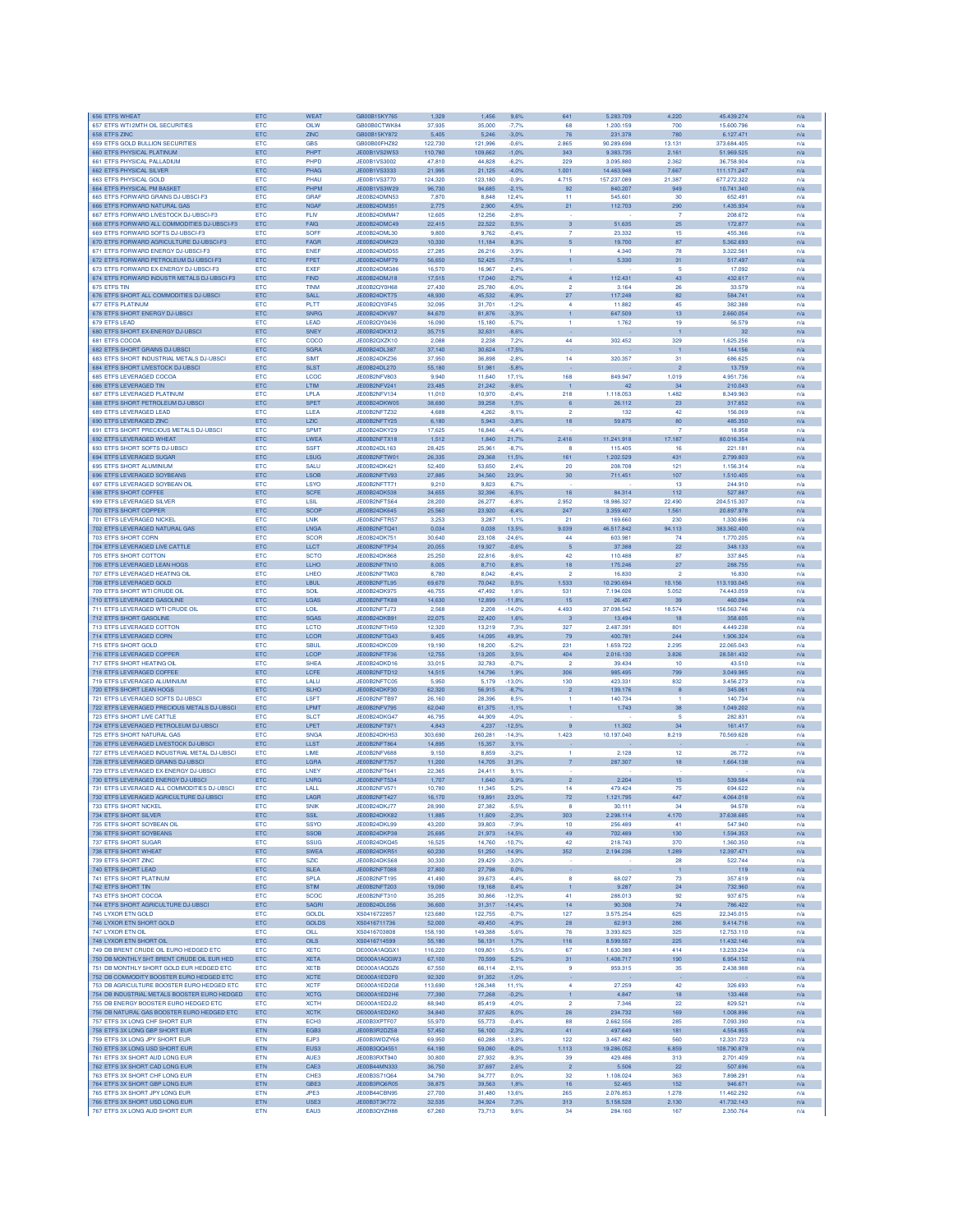| | | | | | | | | | | |
|---|---|---|---|---|---|---|---|---|---|---|
| 656 ETFS WHEAT | ETC | WEAT | GB00B15KY765 | 1,329 | 1,456 | 9,6% | 641 | 5.283.709 | 4.220 | 45.439.274 | n/a |
| 657 ETFS WTI 2MTH OIL SECURITIES | ETC | OILW | GB00B0CTWK84 | 37,935 | 35,000 | -7,7% | 68 | 1.200.159 | 700 | 15.600.796 | n/a |
| 658 ETFS ZINC | ETC | ZINC | GB00B15KY872 | 5,405 | 5,246 | -3,0% | 76 | 231.378 | 780 | 6.127.471 | n/a |
| 659 ETFS GOLD BULLION SECURITIES | ETC | GBS | GB00B00FHZ82 | 122,730 | 121,996 | -0,6% | 2.865 | 90.289.698 | 13.131 | 373.684.405 | n/a |
| 660 ETFS PHYSICAL PLATINUM | ETC | PHPT | JE00B1VS2W53 | 110,780 | 109,662 | -1,0% | 343 | 9.383.735 | 2.161 | 51.969.525 | n/a |
| 661 ETFS PHYSICAL PALLADIUM | ETC | PHPD | JE00B1VS3002 | 47,810 | 44,828 | -6,2% | 229 | 3.095.880 | 2.362 | 36.758.904 | n/a |
| 662 ETFS PHYSICAL SILVER | ETC | PHAG | JE00B1VS3333 | 21,995 | 21,125 | -4,0% | 1.001 | 14.463.948 | 7.667 | 111.171.247 | n/a |
| 663 ETFS PHYSICAL GOLD | ETC | PHAU | JE00B1VS3770 | 124,320 | 123,180 | -0,9% | 4.715 | 157.237.089 | 21.387 | 677.272.322 | n/a |
| 664 ETFS PHYSICAL PM BASKET | ETC | PHPM | JE00B1VS3W29 | 96,730 | 94,685 | -2,1% | 92 | 840.207 | 949 | 10.741.340 | n/a |
| 665 ETFS FORWARD GRAINS DJ-UBSCI-F3 | ETC | GRAF | JE00B24DMN53 | 7,870 | 8,848 | 12,4% | 11 | 545.601 | 30 | 652.491 | n/a |
| 666 ETFS FORWARD NATURAL GAS | ETC | NGAF | JE00B24DM351 | 2,775 | 2,900 | 4,5% | 21 | 112.703 | 290 | 1.435.934 | n/a |
| 667 ETFS FORWARD LIVESTOCK DJ-UBSCI-F3 | ETC | FLIV | JE00B24DMM47 | 12,605 | 12,256 | -2,8% | - | - | 7 | 208.672 | n/a |
| 668 ETFS FORWARD ALL COMMODITIES DJ-UBSCI-F3 | ETC | FAIG | JE00B24DMC49 | 22,415 | 22,522 | 0,5% | 3 | 51.635 | 25 | 172.877 | n/a |
| 669 ETFS FORWARD SOFTS DJ-UBSCI-F3 | ETC | SOFF | JE00B24DML30 | 9,800 | 9,762 | -0,4% | 7 | 23.332 | 15 | 455.366 | n/a |
| 670 ETFS FORWARD AGRICULTURE DJ-UBSCI-F3 | ETC | FAGR | JE00B24DMK23 | 10,330 | 11,184 | 8,3% | 5 | 19.700 | 87 | 5.362.693 | n/a |
| 671 ETFS FORWARD ENERGY DJ-UBSCI-F3 | ETC | ENEF | JE00B24DMD55 | 27,285 | 26,216 | -3,9% | 1 | 4.340 | 78 | 3.322.561 | n/a |
| 672 ETFS FORWARD PETROLEUM DJ-UBSCI-F3 | ETC | FPET | JE00B24DMF79 | 56,650 | 52,425 | -7,5% | 1 | 5.330 | 31 | 517.497 | n/a |
| 673 ETFS FORWARD EX-ENERGY DJ-UBSCI-F3 | ETC | EXEF | JE00B24DMG86 | 16,570 | 16,967 | 2,4% | - | - | 5 | 17.092 | n/a |
| 674 ETFS FORWARD INDUSTR METALS DJ-UBSCI-F3 | ETC | FIND | JE00B24DMJ18 | 17,515 | 17,040 | -2,7% | 4 | 112.431 | 43 | 432.617 | n/a |
| 675 ETFS TIN | ETC | TINM | JE00B2QY0H68 | 27,430 | 25,780 | -6,0% | 2 | 3.164 | 26 | 33.579 | n/a |
| 676 ETFS SHORT ALL COMMODITIES DJ-UBSCI | ETC | SALL | JE00B24DKT75 | 48,930 | 45,532 | -6,9% | 27 | 117.248 | 82 | 584.741 | n/a |
| 677 ETFS PLATINUM | ETC | PLTT | JE00B2QY0F45 | 32,095 | 31,701 | -1,2% | 4 | 11.882 | 45 | 382.388 | n/a |
| 678 ETFS SHORT ENERGY DJ-UBSCI | ETC | SNRG | JE00B24DKV97 | 84,670 | 81,876 | -3,3% | 1 | 647.509 | 13 | 2.660.054 | n/a |
| 679 ETFS LEAD | ETC | LEAD | JE00B2QY0436 | 16,090 | 15,180 | -5,7% | 1 | 1.762 | 19 | 56.579 | n/a |
| 680 ETFS SHORT EX-ENERGY DJ-UBSCI | ETC | SNEY | JE00B24DKX12 | 35,715 | 32,631 | -8,6% | - | - | 1 | 32 | n/a |
| 681 ETFS COCOA | ETC | COCO | JE00B2QXZK10 | 2,088 | 2,238 | 7,2% | 44 | 302.452 | 329 | 1.625.256 | n/a |
| 682 ETFS SHORT GRAINS DJ-UBSCI | ETC | SGRA | JE00B24DL387 | 37,140 | 30,624 | -17,5% | - | - | 1 | 144.156 | n/a |
| 683 ETFS SHORT INDUSTRIAL METALS DJ-UBSCI | ETC | SIMT | JE00B24DKZ36 | 37,950 | 36,898 | -2,8% | 14 | 320.357 | 31 | 686.625 | n/a |
| 684 ETFS SHORT LIVESTOCK DJ-UBSCI | ETC | SLST | JE00B24DL270 | 55,180 | 51,981 | -5,8% | - | - | 2 | 13.759 | n/a |
| 685 ETFS LEVERAGED COCOA | ETC | LCOC | JE00B2NFV803 | 9,940 | 11,640 | 17,1% | 168 | 849.947 | 1.019 | 4.951.736 | n/a |
| 686 ETFS LEVERAGED TIN | ETC | LTIM | JE00B2NFV241 | 23,485 | 21,242 | -9,6% | 1 | 42 | 34 | 210.043 | n/a |
| 687 ETFS LEVERAGED PLATINUM | ETC | LPLA | JE00B2NFV134 | 11,010 | 10,970 | -0,4% | 218 | 1.118.053 | 1.482 | 8.349.963 | n/a |
| 688 ETFS SHORT PETROLEUM DJ-UBSCI | ETC | SPET | JE00B24DKW05 | 38,690 | 39,258 | 1,5% | 6 | 26.112 | 23 | 317.652 | n/a |
| 689 ETFS LEVERAGED LEAD | ETC | LLEA | JE00B2NFTZ32 | 4,688 | 4,262 | -9,1% | 2 | 132 | 42 | 156.069 | n/a |
| 690 ETFS LEVERAGED ZINC | ETC | LZIC | JE00B2NFTY25 | 6,180 | 5,943 | -3,8% | 18 | 59.875 | 80 | 485.350 | n/a |
| 691 ETFS SHORT PRECIOUS METALS DJ-UBSCI | ETC | SPMT | JE00B24DKY29 | 17,625 | 16,846 | -4,4% | - | - | 7 | 18.958 | n/a |
| 692 ETFS LEVERAGED WHEAT | ETC | LWEA | JE00B2NFTX18 | 1,512 | 1,840 | 21,7% | 2.416 | 11.241.918 | 17.187 | 80.016.354 | n/a |
| 693 ETFS SHORT SOFTS DJ-UBSCI | ETC | SSFT | JE00B24DL163 | 28,425 | 25,961 | -8,7% | 8 | 115.405 | 16 | 221.181 | n/a |
| 694 ETFS LEVERAGED SUGAR | ETC | LSUG | JE00B2NFTW01 | 26,335 | 29,368 | 11,5% | 161 | 1.202.529 | 431 | 2.799.803 | n/a |
| 695 ETFS SHORT ALUMINIUM | ETC | SALU | JE00B24DK421 | 52,400 | 53,650 | 2,4% | 20 | 208.708 | 121 | 1.156.314 | n/a |
| 696 ETFS LEVERAGED SOYBEANS | ETC | LSOB | JE00B2NFTV93 | 27,885 | 34,560 | 23,9% | 30 | 711.451 | 107 | 1.510.405 | n/a |
| 697 ETFS LEVERAGED SOYBEAN OIL | ETC | LSYO | JE00B2NFTT71 | 9,210 | 9,823 | 6,7% | - | - | 13 | 244.910 | n/a |
| 698 ETFS SHORT COFFEE | ETC | SCFE | JE00B24DK538 | 34,655 | 32,396 | -6,5% | 16 | 84.314 | 112 | 527.887 | n/a |
| 699 ETFS LEVERAGED SILVER | ETC | LSIL | JE00B2NFTS64 | 28,200 | 26,277 | -6,8% | 2.952 | 18.986.327 | 22.490 | 204.515.307 | n/a |
| 700 ETFS SHORT COPPER | ETC | SCOP | JE00B24DK645 | 25,560 | 23,920 | -6,4% | 247 | 3.359.407 | 1.561 | 20.897.978 | n/a |
| 701 ETFS LEVERAGED NICKEL | ETC | LNIK | JE00B2NFTR57 | 3,253 | 3,287 | 1,1% | 21 | 169.660 | 230 | 1.330.696 | n/a |
| 702 ETFS LEVERAGED NATURAL GAS | ETC | LNGA | JE00B2NFTQ41 | 0,034 | 0,038 | 13,5% | 9.039 | 46.517.842 | 94.113 | 383.362.400 | n/a |
| 703 ETFS SHORT CORN | ETC | SCOR | JE00B24DK751 | 30,640 | 23,108 | -24,6% | 44 | 603.981 | 74 | 1.770.205 | n/a |
| 704 ETFS LEVERAGED LIVE CATTLE | ETC | LLCT | JE00B2NFTP34 | 20,055 | 19,927 | -0,6% | 5 | 37.388 | 22 | 348.133 | n/a |
| 705 ETFS SHORT COTTON | ETC | SCTO | JE00B24DK868 | 25,250 | 22,816 | -9,6% | 42 | 110.488 | 87 | 337.845 | n/a |
| 706 ETFS LEVERAGED LEAN HOGS | ETC | LLHO | JE00B2NFTN10 | 8,005 | 8,710 | 8,8% | 18 | 175.246 | 27 | 288.755 | n/a |
| 707 ETFS LEVERAGED HEATING OIL | ETC | LHEO | JE00B2NFTM03 | 8,780 | 8,042 | -8,4% | 2 | 16.830 | 2 | 16.830 | n/a |
| 708 ETFS LEVERAGED GOLD | ETC | LBUL | JE00B2NFTL95 | 69,670 | 70,042 | 0,5% | 1.533 | 10.290.694 | 10.156 | 113.193.045 | n/a |
| 709 ETFS SHORT WTI CRUDE OIL | ETC | SOIL | JE00B24DK975 | 46,755 | 47,492 | 1,6% | 531 | 7.194.026 | 5.052 | 74.443.059 | n/a |
| 710 ETFS LEVERAGED GASOLINE | ETC | LGAS | JE00B2NFTK88 | 14,630 | 12,899 | -11,8% | 15 | 26.457 | 39 | 460.094 | n/a |
| 711 ETFS LEVERAGED WTI CRUDE OIL | ETC | LOIL | JE00B2NFTJ73 | 2,568 | 2,208 | -14,0% | 4.493 | 37.098.542 | 18.574 | 156.563.746 | n/a |
| 712 ETFS SHORT GASOLINE | ETC | SGAS | JE00B24DKB91 | 22,075 | 22,420 | 1,6% | 3 | 13.494 | 18 | 358.605 | n/a |
| 713 ETFS LEVERAGED COTTON | ETC | LCTO | JE00B2NFTH59 | 12,320 | 13,219 | 7,3% | 327 | 2.487.391 | 801 | 4.449.238 | n/a |
| 714 ETFS LEVERAGED CORN | ETC | LCOR | JE00B2NFTG43 | 9,405 | 14,095 | 49,9% | 79 | 400.781 | 244 | 1.906.324 | n/a |
| 715 ETFS SHORT GOLD | ETC | SBUL | JE00B24DKC09 | 19,190 | 18,200 | -5,2% | 231 | 1.659.722 | 2.295 | 22.065.043 | n/a |
| 716 ETFS LEVERAGED COPPER | ETC | LCOP | JE00B2NFTF36 | 12,755 | 13,205 | 3,5% | 404 | 2.016.130 | 3.826 | 28.581.432 | n/a |
| 717 ETFS SHORT HEATING OIL | ETC | SHEA | JE00B24DKD16 | 33,015 | 32,783 | -0,7% | 2 | 39.434 | 10 | 43.510 | n/a |
| 718 ETFS LEVERAGED COFFEE | ETC | LCFE | JE00B2NFTD12 | 14,515 | 14,796 | 1,9% | 306 | 985.495 | 799 | 3.049.965 | n/a |
| 719 ETFS LEVERAGED ALUMINIUM | ETC | LALU | JE00B2NFTC05 | 5,950 | 5,179 | -13,0% | 130 | 423.331 | 832 | 3.456.273 | n/a |
| 720 ETFS SHORT LEAN HOGS | ETC | SLHO | JE00B24DKF30 | 62,320 | 56,915 | -8,7% | 2 | 139.176 | 8 | 345.061 | n/a |
| 721 ETFS LEVERAGED SOFTS DJ-UBSCI | ETC | LSFT | JE00B2NFTB97 | 26,160 | 28,396 | 8,5% | 1 | 140.734 | 1 | 140.734 | n/a |
| 722 ETFS LEVERAGED PRECIOUS METALS DJ-UBSCI | ETC | LPMT | JE00B2NFV795 | 62,040 | 61,375 | -1,1% | 1 | 1.743 | 38 | 1.049.202 | n/a |
| 723 ETFS SHORT LIVE CATTLE | ETC | SLCT | JE00B24DKG47 | 46,795 | 44,909 | -4,0% | - | - | 5 | 282.831 | n/a |
| 724 ETFS LEVERAGED PETROLEUM DJ-UBSCI | ETC | LPET | JE00B2NFT971 | 4,843 | 4,237 | -12,5% | 9 | 11.302 | 34 | 161.417 | n/a |
| 725 ETFS SHORT NATURAL GAS | ETC | SNGA | JE00B24DKH53 | 303,690 | 260,281 | -14,3% | 1.423 | 10.197.040 | 8.219 | 70.569.628 | n/a |
| 726 ETFS LEVERAGED LIVESTOCK DJ-UBSCI | ETC | LLST | JE00B2NFT864 | 14,895 | 15,357 | 3,1% | - | - | - | - | n/a |
| 727 ETFS LEVERAGED INDUSTRIAL METAL DJ-UBSCI | ETC | LIME | JE00B2NFV688 | 9,150 | 8,859 | -3,2% | 1 | 2.128 | 12 | 26.772 | n/a |
| 728 ETFS LEVERAGED GRAINS DJ-UBSCI | ETC | LGRA | JE00B2NFT757 | 11,200 | 14,705 | 31,3% | 7 | 287.307 | 18 | 1.664.138 | n/a |
| 729 ETFS LEVERAGED EX-ENERGY DJ-UBSCI | ETC | LNEY | JE00B2NFT641 | 22,365 | 24,411 | 9,1% | - | - | - | - | n/a |
| 730 ETFS LEVERAGED ENERGY DJ-UBSCI | ETC | LNRG | JE00B2NFT534 | 1,707 | 1,640 | -3,9% | 2 | 2.204 | 15 | 539.584 | n/a |
| 731 ETFS LEVERAGED ALL COMMODITIES DJ-UBSCI | ETC | LALL | JE00B2NFV571 | 10,780 | 11,345 | 5,2% | 14 | 479.424 | 75 | 694.622 | n/a |
| 732 ETFS LEVERAGED AGRICULTURE DJ-UBSCI | ETC | LAGR | JE00B2NFT427 | 16,170 | 19,891 | 23,0% | 72 | 1.121.795 | 447 | 4.064.018 | n/a |
| 733 ETFS SHORT NICKEL | ETC | SNIK | JE00B24DKJ77 | 28,990 | 27,382 | -5,5% | 8 | 30.111 | 34 | 94.578 | n/a |
| 734 ETFS SHORT SILVER | ETC | SSIL | JE00B24DKK82 | 11,885 | 11,609 | -2,3% | 303 | 2.298.114 | 4.170 | 37.638.685 | n/a |
| 735 ETFS SHORT SOYBEAN OIL | ETC | SSYO | JE00B24DKL99 | 43,200 | 39,803 | -7,9% | 10 | 256.489 | 41 | 547.940 | n/a |
| 736 ETFS SHORT SOYBEANS | ETC | SSOB | JE00B24DKP38 | 25,695 | 21,973 | -14,5% | 49 | 702.489 | 130 | 1.594.353 | n/a |
| 737 ETFS SHORT SUGAR | ETC | SSUG | JE00B24DKQ45 | 16,525 | 14,760 | -10,7% | 42 | 218.743 | 370 | 1.360.350 | n/a |
| 738 ETFS SHORT WHEAT | ETC | SWEA | JE00B24DKR51 | 60,230 | 51,250 | -14,9% | 352 | 2.194.236 | 1.289 | 12.397.471 | n/a |
| 739 ETFS SHORT ZINC | ETC | SZIC | JE00B24DKS68 | 30,330 | 29,429 | -3,0% | - | - | 28 | 522.744 | n/a |
| 740 ETFS SHORT LEAD | ETC | SLEA | JE00B2NFT088 | 27,800 | 27,798 | 0,0% | - | - | 1 | 119 | n/a |
| 741 ETFS SHORT PLATINUM | ETC | SPLA | JE00B2NFT195 | 41,490 | 39,673 | -4,4% | 8 | 68.027 | 73 | 357.619 | n/a |
| 742 ETFS SHORT TIN | ETC | STIM | JE00B2NFT203 | 19,090 | 19,168 | 0,4% | 1 | 9.287 | 24 | 732.960 | n/a |
| 743 ETFS SHORT COCOA | ETC | SCOC | JE00B2NFT310 | 35,205 | 30,866 | -12,3% | 41 | 288.013 | 92 | 937.675 | n/a |
| 744 ETFS SHORT AGRICULTURE DJ-UBSCI | ETC | SAGRI | JE00B24DL056 | 36,600 | 31,317 | -14,4% | 14 | 90.308 | 74 | 786.422 | n/a |
| 745 LYXOR ETN GOLD | ETC | GOLDL | XS0416722857 | 123,680 | 122,755 | -0,7% | 127 | 3.575.254 | 625 | 22.345.015 | n/a |
| 746 LYXOR ETN SHORT GOLD | ETC | GOLDS | XS0416711736 | 52,000 | 49,450 | -4,9% | 28 | 62.913 | 286 | 9.414.716 | n/a |
| 747 LYXOR ETN OIL | ETC | OILL | XS0416703808 | 158,190 | 149,388 | -5,6% | 76 | 3.393.825 | 325 | 12.753.110 | n/a |
| 748 LYXOR ETN SHORT OIL | ETC | OILS | XS0416714599 | 55,180 | 56,131 | 1,7% | 116 | 8.599.557 | 225 | 11.432.146 | n/a |
| 749 DB BRENT CRUDE OIL EURO HEDGED ETC | ETC | XETC | DE000A1AQGX1 | 116,220 | 109,801 | -5,5% | 67 | 1.630.389 | 414 | 13.233.234 | n/a |
| 750 DB MONTHLY SHT BRENT CRUDE OIL EUR HED | ETC | XETA | DE000A1AQGW3 | 67,100 | 70,599 | 5,2% | 31 | 1.408.717 | 190 | 6.954.152 | n/a |
| 751 DB MONTHLY SHORT GOLD EUR HEDGED ETC | ETC | XETB | DE000A1AQGZ6 | 67,550 | 66,114 | -2,1% | 9 | 959.315 | 35 | 2.438.988 | n/a |
| 752 DB COMMODITY BOOSTER EURO HEDGED ETC | ETC | XCTE | DE000A1ED2F0 | 92,320 | 91,353 | -1,0% | - | - | - | - | n/a |
| 753 DB AGRICULTURE BOOSTER EURO HEDGED ETC | ETC | XCTF | DE000A1ED2G8 | 113,690 | 126,348 | 11,1% | 4 | 27.259 | 42 | 326.693 | n/a |
| 754 DB INDUSTRIAL METALS BOOSTER EURO HEDGED | ETC | XCTG | DE000A1ED2H6 | 77,390 | 77,268 | -0,2% | 1 | 4.847 | 18 | 133.468 | n/a |
| 755 DB ENERGY BOOSTER EURO HEDGED ETC | ETC | XCTH | DE000A1ED2J2 | 88,940 | 85,419 | -4,0% | 2 | 7.346 | 22 | 829.521 | n/a |
| 756 DB NATURAL GAS BOOSTER EURO HEDGED ETC | ETC | XCTK | DE000A1ED2K0 | 34,840 | 37,625 | 8,0% | 26 | 234.732 | 169 | 1.008.896 | n/a |
| 757 ETFS 3X LONG CHF SHORT EUR | ETN | ECH3 | JE00B3XPTF07 | 55,970 | 55,773 | -0,4% | 88 | 2.662.556 | 285 | 7.093.390 | n/a |
| 758 ETFS 3X LONG GBP SHORT EUR | ETN | EGB3 | JE00B3R2DZ58 | 57,450 | 56,100 | -2,3% | 41 | 497.649 | 181 | 4.554.955 | n/a |
| 759 ETFS 3X LONG JPY SHORT EUR | ETN | EJP3 | JE00B3WDZY68 | 69,950 | 60,288 | -13,8% | 122 | 3.467.482 | 560 | 12.331.723 | n/a |
| 760 ETFS 3X LONG USD SHORT EUR | ETN | EUS3 | JE00B3QQ4551 | 64,190 | 59,080 | -8,0% | 1.113 | 19.286.052 | 6.859 | 108.790.879 | n/a |
| 761 ETFS 3X SHORT AUD LONG EUR | ETN | AUE3 | JE00B3RXT940 | 30,800 | 27,932 | -9,3% | 39 | 429.486 | 313 | 2.701.409 | n/a |
| 762 ETFS 3X SHORT CAD LONG EUR | ETN | CAE3 | JE00B44MN333 | 36,750 | 37,697 | 2,6% | 2 | 5.506 | 22 | 507.696 | n/a |
| 763 ETFS 3X SHORT CHF LONG EUR | ETN | CHE3 | JE00B3S71Q64 | 34,790 | 34,777 | 0,0% | 32 | 1.108.024 | 363 | 7.898.291 | n/a |
| 764 ETFS 3X SHORT GBP LONG EUR | ETN | GBE3 | JE00B3RQ6R05 | 38,875 | 39,563 | 1,8% | 16 | 52.465 | 152 | 946.671 | n/a |
| 765 ETFS 3X SHORT JPY LONG EUR | ETN | JPE3 | JE00B44CBN95 | 27,700 | 31,480 | 13,6% | 265 | 2.076.853 | 1.278 | 11.462.292 | n/a |
| 766 ETFS 3X SHORT USD LONG EUR | ETN | USE3 | JE00B3T3K772 | 32,535 | 34,924 | 7,3% | 313 | 5.158.528 | 2.130 | 41.732.143 | n/a |
| 767 ETFS 3X LONG AUD SHORT EUR | ETN | EAU3 | JE00B3QYZH88 | 67,260 | 73,713 | 9,6% | 34 | 284.160 | 167 | 2.350.764 | n/a |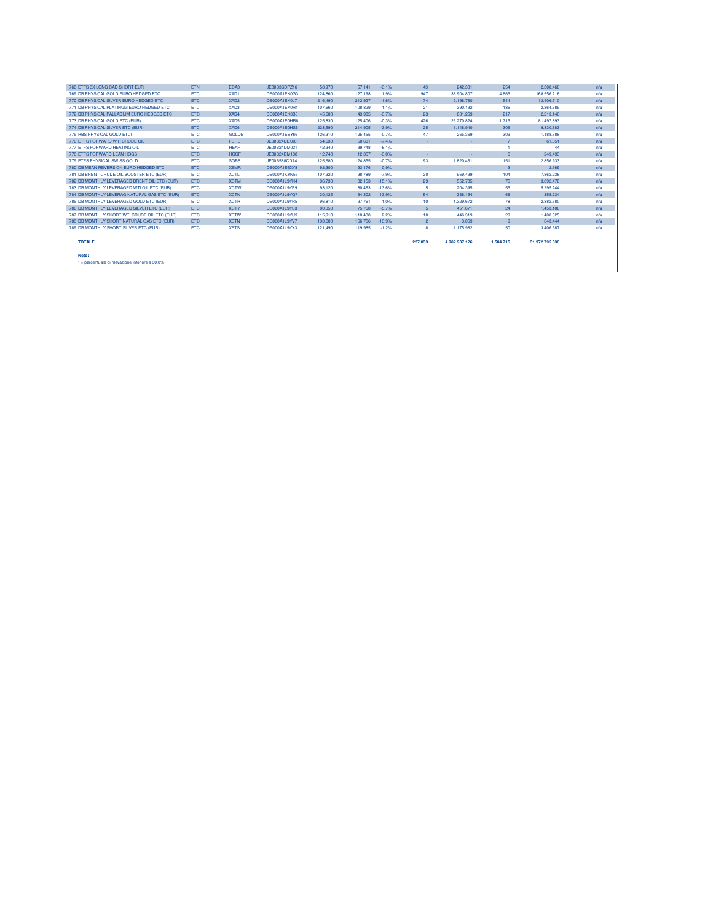| | | | | | | | | | | | |
|---|---|---|---|---|---|---|---|---|---|---|---|
| 768 | ETFS 3X LONG CAD SHORT EUR | ETN | ECA3 | JE00B3SDPZ16 | 58,970 | 57,141 | -3,1% | 43 | 242.331 | 254 | 2.308.468 | n/a |
| 769 | DB PHYSICAL GOLD EURO HEDGED ETC | ETC | XAD1 | DE000A1EK0G3 | 124,860 | 127,198 | 1,9% | 947 | 38.904.807 | 4.665 | 168.556.216 | n/a |
| 770 | DB PHYSICAL SILVER EURO HEDGED ETC | ETC | XAD2 | DE000A1EK0J7 | 216,490 | 212,927 | -1,6% | 74 | 2.196.760 | 544 | 13.406.710 | n/a |
| 771 | DB PHYSICAL PLATINUM EURO HEDGED ETC | ETC | XAD3 | DE000A1EK0H1 | 107,660 | 108,829 | 1,1% | 21 | 390.132 | 136 | 2.364.689 | n/a |
| 772 | DB PHYSICAL PALLADIUM EURO HEDGED ETC | ETC | XAD4 | DE000A1EK3B8 | 45,600 | 43,905 | -3,7% | 23 | 631.269 | 217 | 2.213.148 | n/a |
| 773 | DB PHYSICAL GOLD ETC (EUR) | ETC | XAD5 | DE000A1E0HR8 | 125,830 | 125,406 | -0,3% | 426 | 23.270.824 | 1.715 | 81.497.893 | n/a |
| 774 | DB PHYSICAL SILVER ETC (EUR) | ETC | XAD6 | DE000A1E0HS6 | 223,590 | 214,905 | -3,9% | 25 | 1.146.940 | 306 | 9.830.683 | n/a |
| 775 | RBS PHYSICAL GOLD ETCI | ETC | GOLDET | DE000A1ESY66 | 126,310 | 125,455 | -0,7% | 47 | 265.369 | 309 | 1.188.588 | n/a |
| 776 | ETFS FORWARD WTI CRUDE OIL | ETC | FCRU | JE00B24DLX86 | 54,630 | 50,601 | -7,4% | - | - | 7 | 61.851 | n/a |
| 777 | ETFS FORWARD HEATING OIL | ETC | HEAF | JE00B24DM021 | 42,340 | 39,748 | -6,1% | - | - | 1 | 44 | n/a |
| 778 | ETFS FORWARD LEAN HOGS | ETC | HOGF | JE00B24DM138 | 12,740 | 12,357 | -3,0% | - | - | 6 | 249.493 | n/a |
| 779 | ETFS PHYSICAL SWISS GOLD | ETC | SGBS | JE00B588CD74 | 125,680 | 124,855 | -0,7% | 93 | 1.820.461 | 151 | 2.856.933 | n/a |
| 780 | DB MEAN REVERSION EURO HEDGED ETC | ETC | XEMR | DE000A1E6XY8 | 92,300 | 93,176 | 0,9% | - | - | 3 | 2.169 | n/a |
| 781 | DB BRENT CRUDE OIL BOOSTER ETC (EUR) | ETC | XCTL | DE000A1KYN55 | 107,320 | 98,789 | -7,9% | 20 | 969.499 | 104 | 7.862.238 | n/a |
| 782 | DB MONTHLY LEVERAGED BRENT OIL ETC (EUR) | ETC | XCTM | DE000A1L9YN4 | 96,730 | 82,153 | -15,1% | 29 | 552.705 | 76 | 3.892.470 | n/a |
| 783 | DB MONTHLY LEVERAGED WTI OIL ETC (EUR) | ETC | XCTW | DE000A1L9YP9 | 93,120 | 80,463 | -13,6% | 5 | 204.395 | 55 | 5.295.244 | n/a |
| 784 | DB MONTHLY LEVERAG NATURAL GAS ETC (EUR) | ETC | XCTN | DE000A1L9YQ7 | 30,125 | 34,302 | 13,9% | 54 | 336.154 | 66 | 355.234 | n/a |
| 785 | DB MONTHLY LEVERAGED GOLD ETC (EUR) | ETC | XCTR | DE000A1L9YR5 | 96,810 | 97,761 | 1,0% | 10 | 1.329.672 | 78 | 2.882.580 | n/a |
| 786 | DB MONTHLY LEVERAGED SILVER ETC (EUR) | ETC | XCTY | DE000A1L9YS3 | 80,350 | 75,768 | -5,7% | 5 | 451.671 | 24 | 1.453.186 | n/a |
| 787 | DB MONTHLY SHORT WTI CRUDE OIL ETC (EUR) | ETC | XETW | DE000A1L9YU9 | 115,910 | 118,438 | 2,2% | 10 | 446.319 | 29 | 1.408.025 | n/a |
| 788 | DB MONTHLY SHORT NATURAL GAS ETC (EUR) | ETC | XETN | DE000A1L9YV7 | 193,600 | 166,766 | -13,9% | 2 | 3.069 | 9 | 643.444 | n/a |
| 789 | DB MONTHLY SHORT SILVER ETC (EUR) | ETC | XETS | DE000A1L9YX3 | 121,490 | 119,985 | -1,2% | 8 | 1.175.982 | 50 | 3.406.387 | n/a |
| | **TOTALE** | | | | | | | **227.833** | **4.982.937.126** | **1.504.715** | **31.972.795.638** | |

**Note:**

* = percentuale di rilevazione inferiore a 80.0%